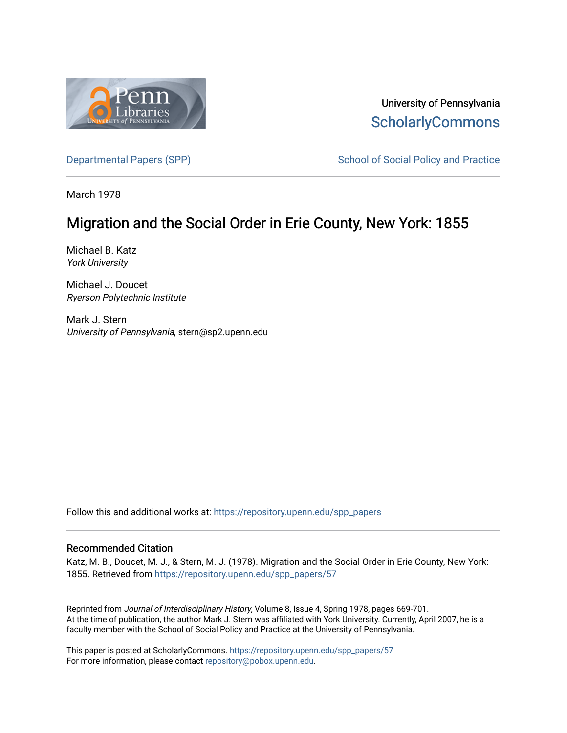University of Pennsylvania
ScholarlyCommons

Departmental Papers (SPP)

School of Social Policy and Practice

March 1978

# Migration and the Social Order in Erie County, New York: 1855

Michael B. Katz
*York University*

Michael J. Doucet
*Ryerson Polytechnic Institute*

Mark J. Stern
*University of Pennsylvania*, stern@sp2.upenn.edu

Follow this and additional works at: https://repository.upenn.edu/spp_papers

## Recommended Citation

Katz, M. B., Doucet, M. J., & Stern, M. J. (1978). Migration and the Social Order in Erie County, New York: 1855. Retrieved from https://repository.upenn.edu/spp_papers/57

Reprinted from *Journal of Interdisciplinary History*, Volume 8, Issue 4, Spring 1978, pages 669-701.
At the time of publication, the author Mark J. Stern was affiliated with York University. Currently, April 2007, he is a faculty member with the School of Social Policy and Practice at the University of Pennsylvania.

This paper is posted at ScholarlyCommons. https://repository.upenn.edu/spp_papers/57
For more information, please contact repository@pobox.upenn.edu.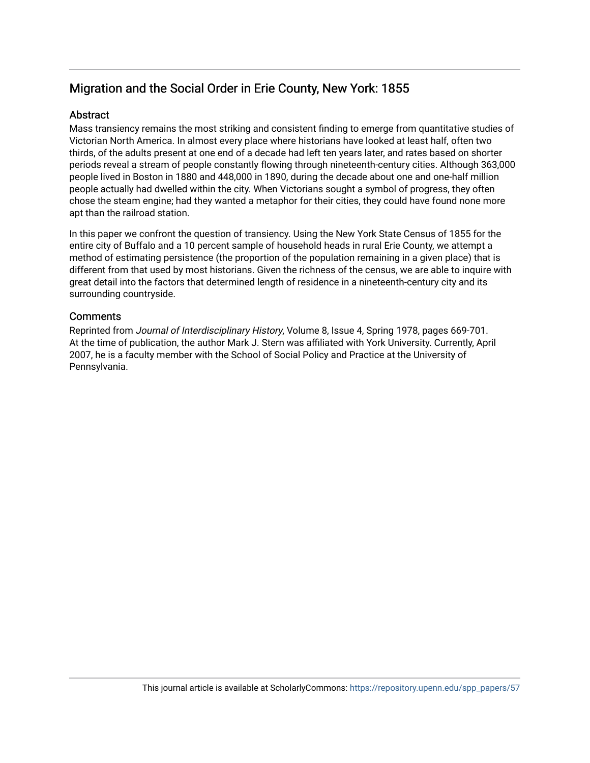## Migration and the Social Order in Erie County, New York: 1855

### Abstract

Mass transiency remains the most striking and consistent finding to emerge from quantitative studies of Victorian North America. In almost every place where historians have looked at least half, often two thirds, of the adults present at one end of a decade had left ten years later, and rates based on shorter periods reveal a stream of people constantly flowing through nineteenth-century cities. Although 363,000 people lived in Boston in 1880 and 448,000 in 1890, during the decade about one and one-half million people actually had dwelled within the city. When Victorians sought a symbol of progress, they often chose the steam engine; had they wanted a metaphor for their cities, they could have found none more apt than the railroad station.

In this paper we confront the question of transiency. Using the New York State Census of 1855 for the entire city of Buffalo and a 10 percent sample of household heads in rural Erie County, we attempt a method of estimating persistence (the proportion of the population remaining in a given place) that is different from that used by most historians. Given the richness of the census, we are able to inquire with great detail into the factors that determined length of residence in a nineteenth-century city and its surrounding countryside.

### Comments

Reprinted from *Journal of Interdisciplinary History*, Volume 8, Issue 4, Spring 1978, pages 669-701. At the time of publication, the author Mark J. Stern was affiliated with York University. Currently, April 2007, he is a faculty member with the School of Social Policy and Practice at the University of Pennsylvania.

This journal article is available at ScholarlyCommons: https://repository.upenn.edu/spp_papers/57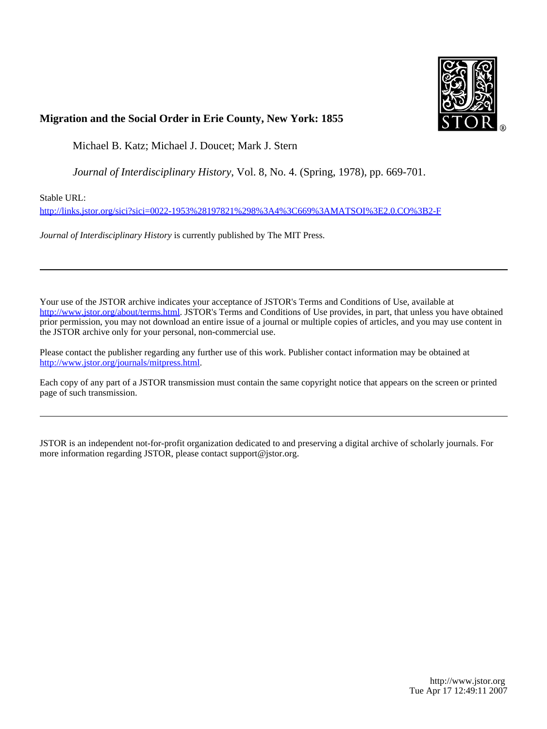**Migration and the Social Order in Erie County, New York: 1855**

Michael B. Katz; Michael J. Doucet; Mark J. Stern

*Journal of Interdisciplinary History*, Vol. 8, No. 4. (Spring, 1978), pp. 669-701.

Stable URL:

http://links.jstor.org/sici?sici=0022-1953%28197821%298%3A4%3C669%3AMATSOI%3E2.0.CO%3B2-F

*Journal of Interdisciplinary History* is currently published by The MIT Press.

---

Your use of the JSTOR archive indicates your acceptance of JSTOR's Terms and Conditions of Use, available at http://www.jstor.org/about/terms.html. JSTOR's Terms and Conditions of Use provides, in part, that unless you have obtained prior permission, you may not download an entire issue of a journal or multiple copies of articles, and you may use content in the JSTOR archive only for your personal, non-commercial use.

Please contact the publisher regarding any further use of this work. Publisher contact information may be obtained at http://www.jstor.org/journals/mitpress.html.

Each copy of any part of a JSTOR transmission must contain the same copyright notice that appears on the screen or printed page of such transmission.

---

JSTOR is an independent not-for-profit organization dedicated to and preserving a digital archive of scholarly journals. For more information regarding JSTOR, please contact support@jstor.org.

http://www.jstor.org
Tue Apr 17 12:49:11 2007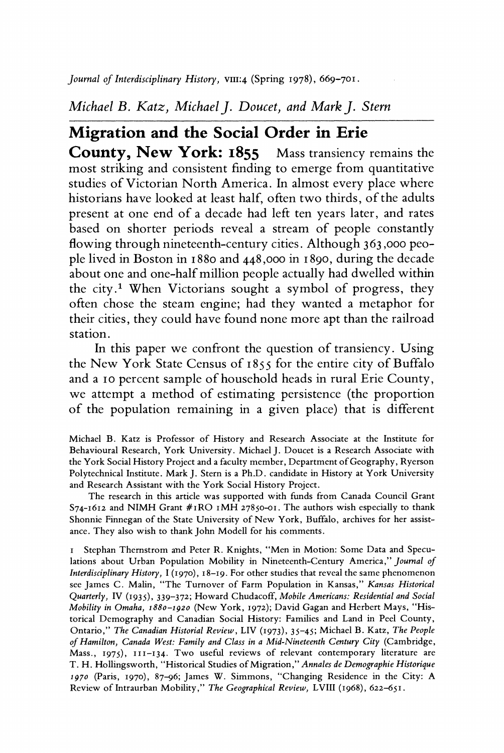*Journal of Interdisciplinary History*, VIII:4 (Spring 1978), 669–701.

*Michael B. Katz, Michael J. Doucet, and Mark J. Stern*

# Migration and the Social Order in Erie County, New York: 1855

Mass transiency remains the most striking and consistent finding to emerge from quantitative studies of Victorian North America. In almost every place where historians have looked at least half, often two thirds, of the adults present at one end of a decade had left ten years later, and rates based on shorter periods reveal a stream of people constantly flowing through nineteenth-century cities. Although 363,000 people lived in Boston in 1880 and 448,000 in 1890, during the decade about one and one-half million people actually had dwelled within the city.[1] When Victorians sought a symbol of progress, they often chose the steam engine; had they wanted a metaphor for their cities, they could have found none more apt than the railroad station.

In this paper we confront the question of transiency. Using the New York State Census of 1855 for the entire city of Buffalo and a 10 percent sample of household heads in rural Erie County, we attempt a method of estimating persistence (the proportion of the population remaining in a given place) that is different

Michael B. Katz is Professor of History and Research Associate at the Institute for Behavioural Research, York University. Michael J. Doucet is a Research Associate with the York Social History Project and a faculty member, Department of Geography, Ryerson Polytechnical Institute. Mark J. Stern is a Ph.D. candidate in History at York University and Research Assistant with the York Social History Project.

The research in this article was supported with funds from Canada Council Grant S74-1612 and NIMH Grant #1RO 1MH 27850-01. The authors wish especially to thank Shonnie Finnegan of the State University of New York, Buffalo, archives for her assistance. They also wish to thank John Modell for his comments.

1 Stephan Thernstrom and Peter R. Knights, "Men in Motion: Some Data and Speculations about Urban Population Mobility in Nineteenth-Century America," *Journal of Interdisciplinary History*, I (1970), 18–19. For other studies that reveal the same phenomenon see James C. Malin, "The Turnover of Farm Population in Kansas," *Kansas Historical Quarterly*, IV (1935), 339–372; Howard Chudacoff, *Mobile Americans: Residential and Social Mobility in Omaha, 1880–1920* (New York, 1972); David Gagan and Herbert Mays, "Historical Demography and Canadian Social History: Families and Land in Peel County, Ontario," *The Canadian Historial Review*, LIV (1973), 35–45; Michael B. Katz, *The People of Hamilton, Canada West: Family and Class in a Mid-Nineteenth Century City* (Cambridge, Mass., 1975), 111–134. Two useful reviews of relevant contemporary literature are T. H. Hollingsworth, "Historical Studies of Migration," *Annales de Demographie Historique 1970* (Paris, 1970), 87–96; James W. Simmons, "Changing Residence in the City: A Review of Intraurban Mobility," *The Geographical Review*, LVIII (1968), 622–651.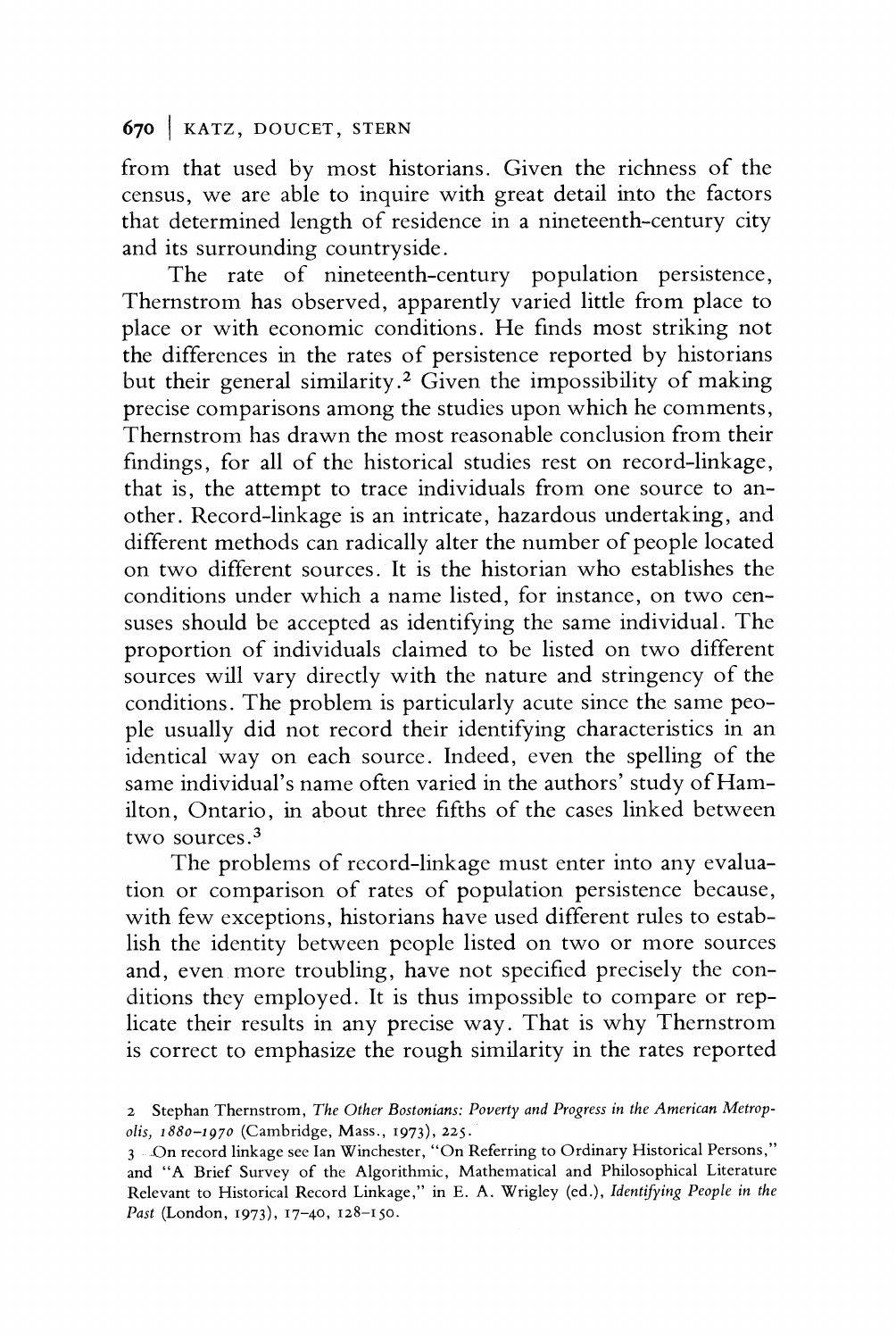from that used by most historians. Given the richness of the census, we are able to inquire with great detail into the factors that determined length of residence in a nineteenth-century city and its surrounding countryside.

The rate of nineteenth-century population persistence, Thernstrom has observed, apparently varied little from place to place or with economic conditions. He finds most striking not the differences in the rates of persistence reported by historians but their general similarity.[2] Given the impossibility of making precise comparisons among the studies upon which he comments, Thernstrom has drawn the most reasonable conclusion from their findings, for all of the historical studies rest on record-linkage, that is, the attempt to trace individuals from one source to another. Record-linkage is an intricate, hazardous undertaking, and different methods can radically alter the number of people located on two different sources. It is the historian who establishes the conditions under which a name listed, for instance, on two censuses should be accepted as identifying the same individual. The proportion of individuals claimed to be listed on two different sources will vary directly with the nature and stringency of the conditions. The problem is particularly acute since the same people usually did not record their identifying characteristics in an identical way on each source. Indeed, even the spelling of the same individual's name often varied in the authors' study of Hamilton, Ontario, in about three fifths of the cases linked between two sources.[3]

The problems of record-linkage must enter into any evaluation or comparison of rates of population persistence because, with few exceptions, historians have used different rules to establish the identity between people listed on two or more sources and, even more troubling, have not specified precisely the conditions they employed. It is thus impossible to compare or replicate their results in any precise way. That is why Thernstrom is correct to emphasize the rough similarity in the rates reported

2 Stephan Thernstrom, *The Other Bostonians: Poverty and Progress in the American Metropolis, 1880–1970* (Cambridge, Mass., 1973), 225.

3 On record linkage see Ian Winchester, "On Referring to Ordinary Historical Persons," and "A Brief Survey of the Algorithmic, Mathematical and Philosophical Literature Relevant to Historical Record Linkage," in E. A. Wrigley (ed.), *Identifying People in the Past* (London, 1973), 17–40, 128–150.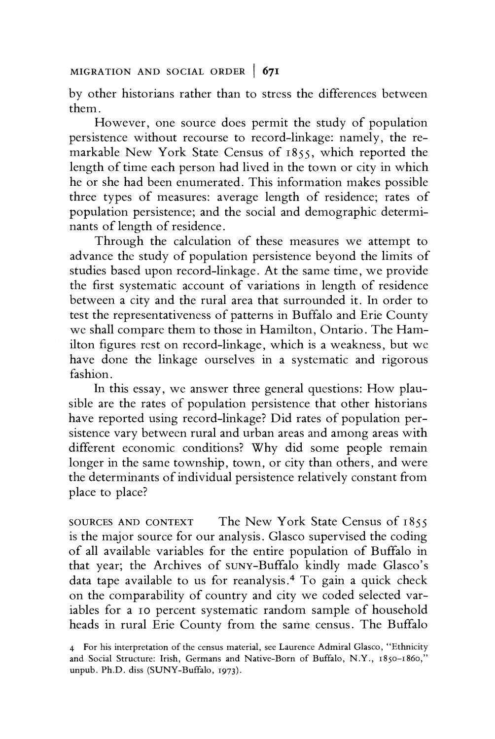by other historians rather than to stress the differences between them.

However, one source does permit the study of population persistence without recourse to record-linkage: namely, the remarkable New York State Census of 1855, which reported the length of time each person had lived in the town or city in which he or she had been enumerated. This information makes possible three types of measures: average length of residence; rates of population persistence; and the social and demographic determinants of length of residence.

Through the calculation of these measures we attempt to advance the study of population persistence beyond the limits of studies based upon record-linkage. At the same time, we provide the first systematic account of variations in length of residence between a city and the rural area that surrounded it. In order to test the representativeness of patterns in Buffalo and Erie County we shall compare them to those in Hamilton, Ontario. The Hamilton figures rest on record-linkage, which is a weakness, but we have done the linkage ourselves in a systematic and rigorous fashion.

In this essay, we answer three general questions: How plausible are the rates of population persistence that other historians have reported using record-linkage? Did rates of population persistence vary between rural and urban areas and among areas with different economic conditions? Why did some people remain longer in the same township, town, or city than others, and were the determinants of individual persistence relatively constant from place to place?

SOURCES AND CONTEXT The New York State Census of 1855 is the major source for our analysis. Glasco supervised the coding of all available variables for the entire population of Buffalo in that year; the Archives of SUNY-Buffalo kindly made Glasco's data tape available to us for reanalysis.[4] To gain a quick check on the comparability of country and city we coded selected variables for a 10 percent systematic random sample of household heads in rural Erie County from the same census. The Buffalo

4 For his interpretation of the census material, see Laurence Admiral Glasco, "Ethnicity and Social Structure: Irish, Germans and Native-Born of Buffalo, N.Y., 1850–1860," unpub. Ph.D. diss (SUNY-Buffalo, 1973).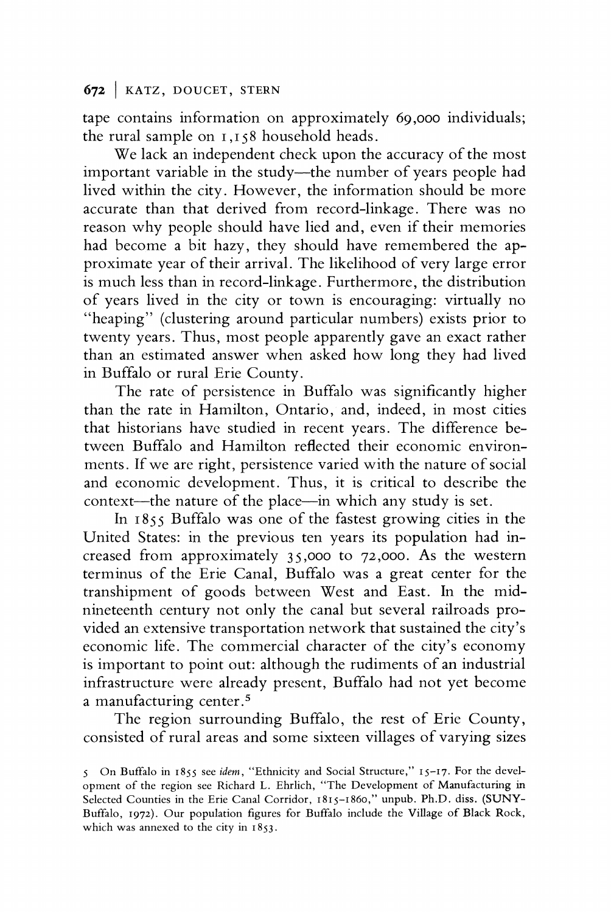tape contains information on approximately 69,000 individuals; the rural sample on 1,158 household heads.

We lack an independent check upon the accuracy of the most important variable in the study—the number of years people had lived within the city. However, the information should be more accurate than that derived from record-linkage. There was no reason why people should have lied and, even if their memories had become a bit hazy, they should have remembered the approximate year of their arrival. The likelihood of very large error is much less than in record-linkage. Furthermore, the distribution of years lived in the city or town is encouraging: virtually no "heaping" (clustering around particular numbers) exists prior to twenty years. Thus, most people apparently gave an exact rather than an estimated answer when asked how long they had lived in Buffalo or rural Erie County.

The rate of persistence in Buffalo was significantly higher than the rate in Hamilton, Ontario, and, indeed, in most cities that historians have studied in recent years. The difference between Buffalo and Hamilton reflected their economic environments. If we are right, persistence varied with the nature of social and economic development. Thus, it is critical to describe the context—the nature of the place—in which any study is set.

In 1855 Buffalo was one of the fastest growing cities in the United States: in the previous ten years its population had increased from approximately 35,000 to 72,000. As the western terminus of the Erie Canal, Buffalo was a great center for the transhipment of goods between West and East. In the mid-nineteenth century not only the canal but several railroads provided an extensive transportation network that sustained the city's economic life. The commercial character of the city's economy is important to point out: although the rudiments of an industrial infrastructure were already present, Buffalo had not yet become a manufacturing center.[5]

The region surrounding Buffalo, the rest of Erie County, consisted of rural areas and some sixteen villages of varying sizes

5 On Buffalo in 1855 see *idem*, "Ethnicity and Social Structure," 15–17. For the development of the region see Richard L. Ehrlich, "The Development of Manufacturing in Selected Counties in the Erie Canal Corridor, 1815–1860," unpub. Ph.D. diss. (SUNY-Buffalo, 1972). Our population figures for Buffalo include the Village of Black Rock, which was annexed to the city in 1853.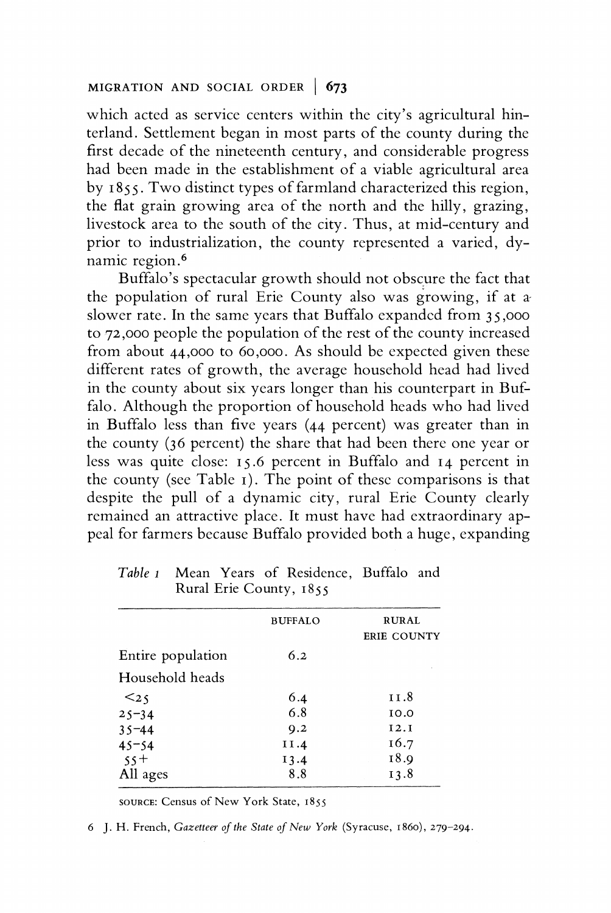which acted as service centers within the city's agricultural hinterland. Settlement began in most parts of the county during the first decade of the nineteenth century, and considerable progress had been made in the establishment of a viable agricultural area by 1855. Two distinct types of farmland characterized this region, the flat grain growing area of the north and the hilly, grazing, livestock area to the south of the city. Thus, at mid-century and prior to industrialization, the county represented a varied, dynamic region.[6]

Buffalo's spectacular growth should not obscure the fact that the population of rural Erie County also was growing, if at a slower rate. In the same years that Buffalo expanded from 35,000 to 72,000 people the population of the rest of the county increased from about 44,000 to 60,000. As should be expected given these different rates of growth, the average household head had lived in the county about six years longer than his counterpart in Buffalo. Although the proportion of household heads who had lived in Buffalo less than five years (44 percent) was greater than in the county (36 percent) the share that had been there one year or less was quite close: 15.6 percent in Buffalo and 14 percent in the county (see Table 1). The point of these comparisons is that despite the pull of a dynamic city, rural Erie County clearly remained an attractive place. It must have had extraordinary appeal for farmers because Buffalo provided both a huge, expanding

*Table 1* Mean Years of Residence, Buffalo and Rural Erie County, 1855

| | BUFFALO | RURAL ERIE COUNTY |
|---|---|---|
| Entire population | 6.2 | |
| Household heads | | |
| <25 | 6.4 | 11.8 |
| 25–34 | 6.8 | 10.0 |
| 35–44 | 9.2 | 12.1 |
| 45–54 | 11.4 | 16.7 |
| 55+ | 13.4 | 18.9 |
| All ages | 8.8 | 13.8 |

SOURCE: Census of New York State, 1855

6 J. H. French, *Gazetteer of the State of New York* (Syracuse, 1860), 279–294.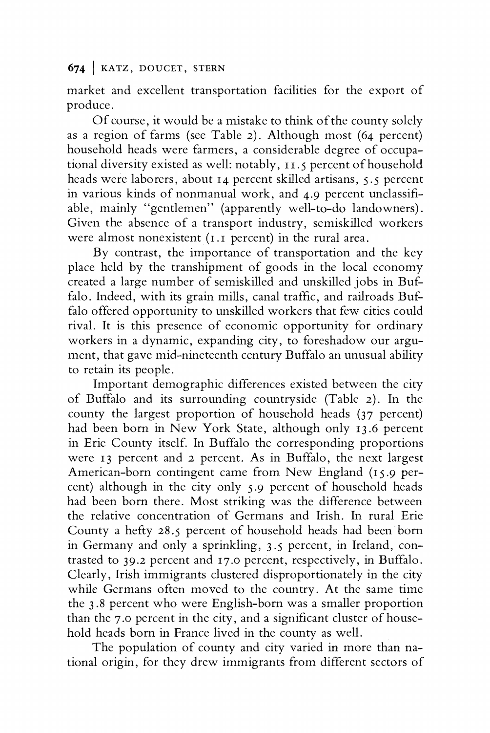market and excellent transportation facilities for the export of produce.

Of course, it would be a mistake to think of the county solely as a region of farms (see Table 2). Although most (64 percent) household heads were farmers, a considerable degree of occupational diversity existed as well: notably, 11.5 percent of household heads were laborers, about 14 percent skilled artisans, 5.5 percent in various kinds of nonmanual work, and 4.9 percent unclassifiable, mainly "gentlemen" (apparently well-to-do landowners). Given the absence of a transport industry, semiskilled workers were almost nonexistent (1.1 percent) in the rural area.

By contrast, the importance of transportation and the key place held by the transhipment of goods in the local economy created a large number of semiskilled and unskilled jobs in Buffalo. Indeed, with its grain mills, canal traffic, and railroads Buffalo offered opportunity to unskilled workers that few cities could rival. It is this presence of economic opportunity for ordinary workers in a dynamic, expanding city, to foreshadow our argument, that gave mid-nineteenth century Buffalo an unusual ability to retain its people.

Important demographic differences existed between the city of Buffalo and its surrounding countryside (Table 2). In the county the largest proportion of household heads (37 percent) had been born in New York State, although only 13.6 percent in Erie County itself. In Buffalo the corresponding proportions were 13 percent and 2 percent. As in Buffalo, the next largest American-born contingent came from New England (15.9 percent) although in the city only 5.9 percent of household heads had been born there. Most striking was the difference between the relative concentration of Germans and Irish. In rural Erie County a hefty 28.5 percent of household heads had been born in Germany and only a sprinkling, 3.5 percent, in Ireland, contrasted to 39.2 percent and 17.0 percent, respectively, in Buffalo. Clearly, Irish immigrants clustered disproportionately in the city while Germans often moved to the country. At the same time the 3.8 percent who were English-born was a smaller proportion than the 7.0 percent in the city, and a significant cluster of household heads born in France lived in the county as well.

The population of county and city varied in more than national origin, for they drew immigrants from different sectors of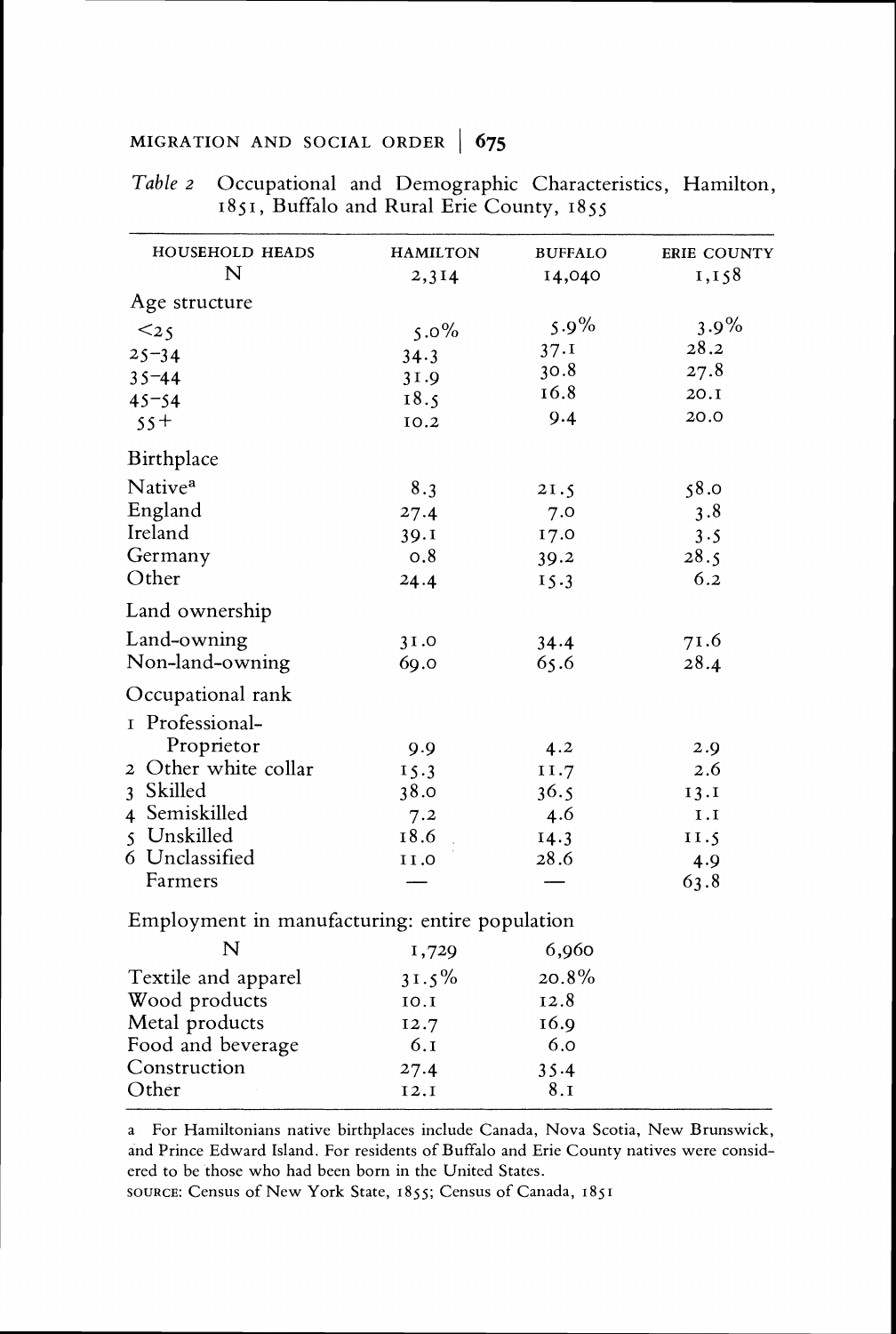*Table 2* Occupational and Demographic Characteristics, Hamilton, 1851, Buffalo and Rural Erie County, 1855

| HOUSEHOLD HEADS | HAMILTON | BUFFALO | ERIE COUNTY |
|---|---|---|---|
| N | 2,314 | 14,040 | 1,158 |
| **Age structure** | | | |
| <25 | 5.0% | 5.9% | 3.9% |
| 25–34 | 34.3 | 37.1 | 28.2 |
| 35–44 | 31.9 | 30.8 | 27.8 |
| 45–54 | 18.5 | 16.8 | 20.1 |
| 55+ | 10.2 | 9.4 | 20.0 |
| **Birthplace** | | | |
| Native[a] | 8.3 | 21.5 | 58.0 |
| England | 27.4 | 7.0 | 3.8 |
| Ireland | 39.1 | 17.0 | 3.5 |
| Germany | 0.8 | 39.2 | 28.5 |
| Other | 24.4 | 15.3 | 6.2 |
| **Land ownership** | | | |
| Land-owning | 31.0 | 34.4 | 71.6 |
| Non-land-owning | 69.0 | 65.6 | 28.4 |
| **Occupational rank** | | | |
| 1 Professional-Proprietor | 9.9 | 4.2 | 2.9 |
| 2 Other white collar | 15.3 | 11.7 | 2.6 |
| 3 Skilled | 38.0 | 36.5 | 13.1 |
| 4 Semiskilled | 7.2 | 4.6 | 1.1 |
| 5 Unskilled | 18.6 | 14.3 | 11.5 |
| 6 Unclassified | 11.0 | 28.6 | 4.9 |
| Farmers | — | — | 63.8 |
| **Employment in manufacturing: entire population** | | | |
| N | 1,729 | 6,960 | |
| Textile and apparel | 31.5% | 20.8% | |
| Wood products | 10.1 | 12.8 | |
| Metal products | 12.7 | 16.9 | |
| Food and beverage | 6.1 | 6.0 | |
| Construction | 27.4 | 35.4 | |
| Other | 12.1 | 8.1 | |

a For Hamiltonians native birthplaces include Canada, Nova Scotia, New Brunswick, and Prince Edward Island. For residents of Buffalo and Erie County natives were considered to be those who had been born in the United States.

SOURCE: Census of New York State, 1855; Census of Canada, 1851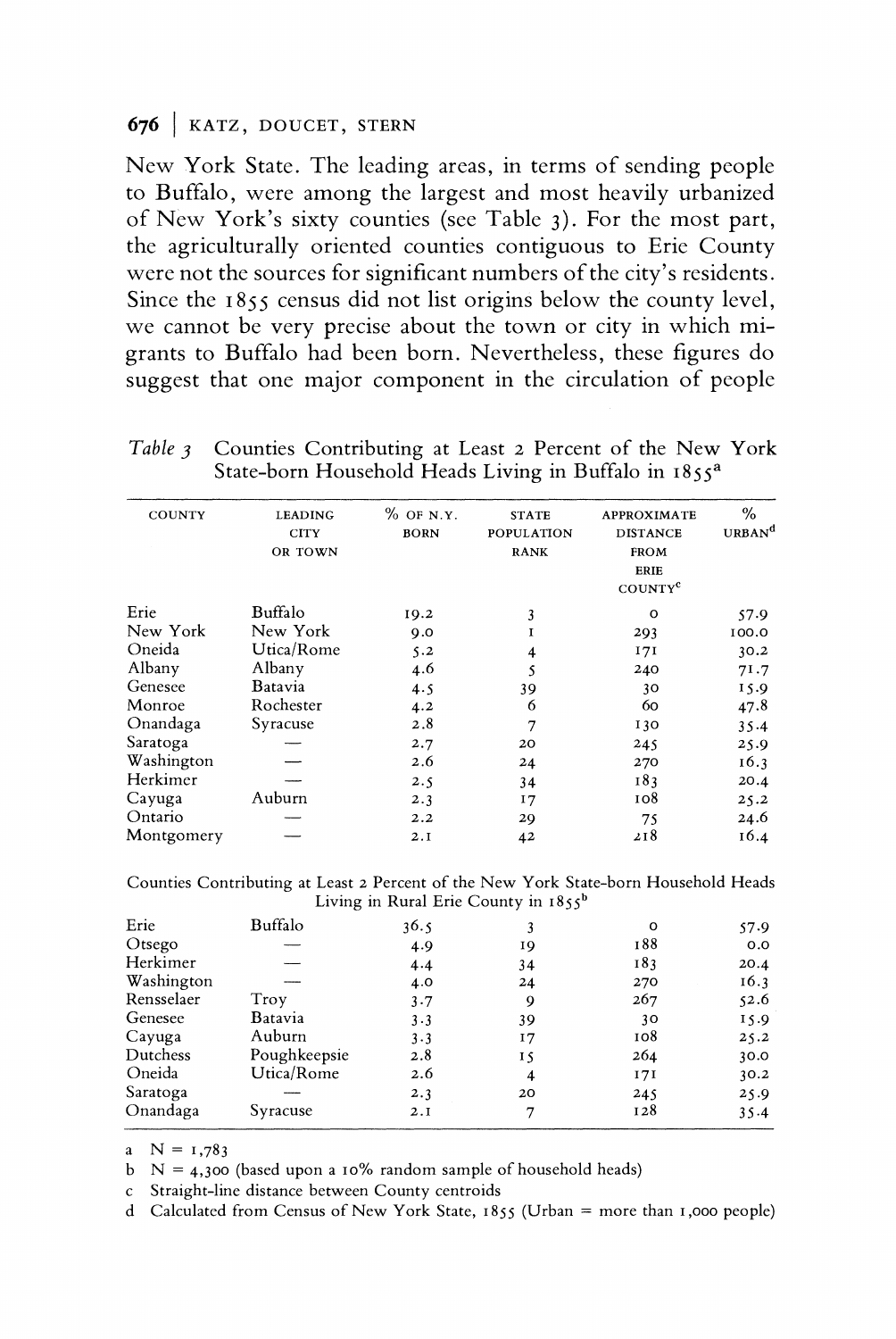New York State. The leading areas, in terms of sending people to Buffalo, were among the largest and most heavily urbanized of New York's sixty counties (see Table 3). For the most part, the agriculturally oriented counties contiguous to Erie County were not the sources for significant numbers of the city's residents. Since the 1855 census did not list origins below the county level, we cannot be very precise about the town or city in which migrants to Buffalo had been born. Nevertheless, these figures do suggest that one major component in the circulation of people

*Table 3* Counties Contributing at Least 2 Percent of the New York State-born Household Heads Living in Buffalo in 1855[a]

| COUNTY | LEADING CITY OR TOWN | % OF N.Y. BORN | STATE POPULATION RANK | APPROXIMATE DISTANCE FROM ERIE COUNTY[c] | % URBAN[d] |
|---|---|---|---|---|---|
| Erie | Buffalo | 19.2 | 3 | 0 | 57.9 |
| New York | New York | 9.0 | 1 | 293 | 100.0 |
| Oneida | Utica/Rome | 5.2 | 4 | 171 | 30.2 |
| Albany | Albany | 4.6 | 5 | 240 | 71.7 |
| Genesee | Batavia | 4.5 | 39 | 30 | 15.9 |
| Monroe | Rochester | 4.2 | 6 | 60 | 47.8 |
| Onandaga | Syracuse | 2.8 | 7 | 130 | 35.4 |
| Saratoga | — | 2.7 | 20 | 245 | 25.9 |
| Washington | — | 2.6 | 24 | 270 | 16.3 |
| Herkimer | — | 2.5 | 34 | 183 | 20.4 |
| Cayuga | Auburn | 2.3 | 17 | 108 | 25.2 |
| Ontario | — | 2.2 | 29 | 75 | 24.6 |
| Montgomery | — | 2.1 | 42 | 218 | 16.4 |
| *Counties Contributing at Least 2 Percent of the New York State-born Household Heads Living in Rural Erie County in 1855[b]* | | | | | |
| Erie | Buffalo | 36.5 | 3 | 0 | 57.9 |
| Otsego | — | 4.9 | 19 | 188 | 0.0 |
| Herkimer | — | 4.4 | 34 | 183 | 20.4 |
| Washington | — | 4.0 | 24 | 270 | 16.3 |
| Rensselaer | Troy | 3.7 | 9 | 267 | 52.6 |
| Genesee | Batavia | 3.3 | 39 | 30 | 15.9 |
| Cayuga | Auburn | 3.3 | 17 | 108 | 25.2 |
| Dutchess | Poughkeepsie | 2.8 | 15 | 264 | 30.0 |
| Oneida | Utica/Rome | 2.6 | 4 | 171 | 30.2 |
| Saratoga | — | 2.3 | 20 | 245 | 25.9 |
| Onandaga | Syracuse | 2.1 | 7 | 128 | 35.4 |

a N = 1,783

b N = 4,300 (based upon a 10% random sample of household heads)

c Straight-line distance between County centroids

d Calculated from Census of New York State, 1855 (Urban = more than 1,000 people)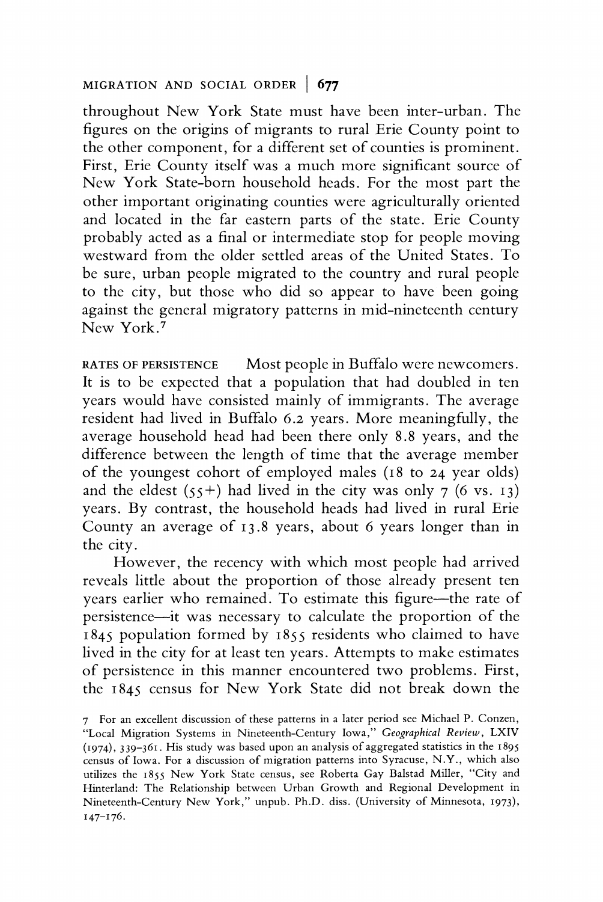throughout New York State must have been inter-urban. The figures on the origins of migrants to rural Erie County point to the other component, for a different set of counties is prominent. First, Erie County itself was a much more significant source of New York State-born household heads. For the most part the other important originating counties were agriculturally oriented and located in the far eastern parts of the state. Erie County probably acted as a final or intermediate stop for people moving westward from the older settled areas of the United States. To be sure, urban people migrated to the country and rural people to the city, but those who did so appear to have been going against the general migratory patterns in mid-nineteenth century New York.[7]

RATES OF PERSISTENCE  Most people in Buffalo were newcomers. It is to be expected that a population that had doubled in ten years would have consisted mainly of immigrants. The average resident had lived in Buffalo 6.2 years. More meaningfully, the average household head had been there only 8.8 years, and the difference between the length of time that the average member of the youngest cohort of employed males (18 to 24 year olds) and the eldest (55+) had lived in the city was only 7 (6 vs. 13) years. By contrast, the household heads had lived in rural Erie County an average of 13.8 years, about 6 years longer than in the city.

However, the recency with which most people had arrived reveals little about the proportion of those already present ten years earlier who remained. To estimate this figure—the rate of persistence—it was necessary to calculate the proportion of the 1845 population formed by 1855 residents who claimed to have lived in the city for at least ten years. Attempts to make estimates of persistence in this manner encountered two problems. First, the 1845 census for New York State did not break down the

7 For an excellent discussion of these patterns in a later period see Michael P. Conzen, "Local Migration Systems in Nineteenth-Century Iowa," *Geographical Review*, LXIV (1974), 339–361. His study was based upon an analysis of aggregated statistics in the 1895 census of Iowa. For a discussion of migration patterns into Syracuse, N.Y., which also utilizes the 1855 New York State census, see Roberta Gay Balstad Miller, "City and Hinterland: The Relationship between Urban Growth and Regional Development in Nineteenth-Century New York," unpub. Ph.D. diss. (University of Minnesota, 1973), 147–176.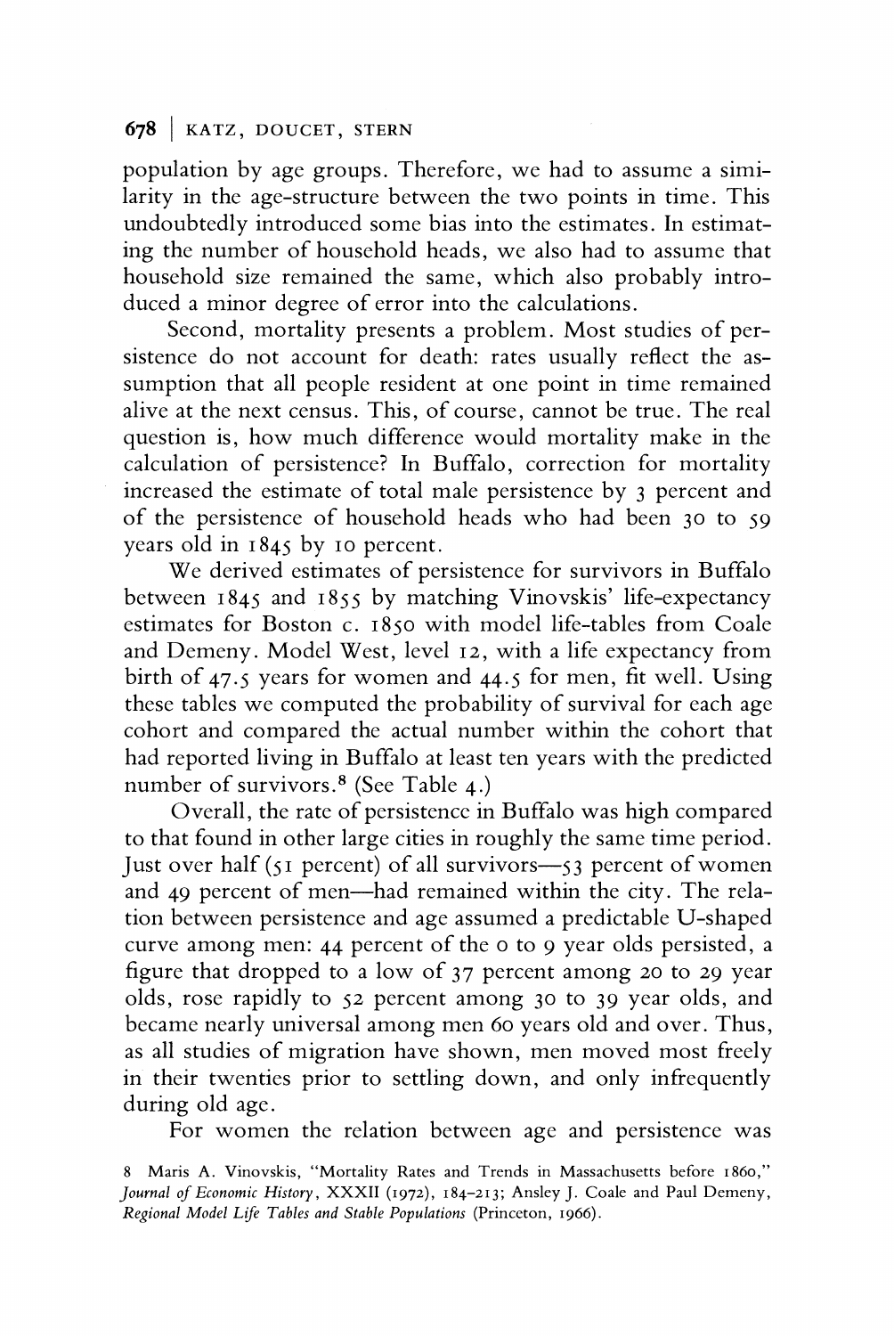population by age groups. Therefore, we had to assume a similarity in the age-structure between the two points in time. This undoubtedly introduced some bias into the estimates. In estimating the number of household heads, we also had to assume that household size remained the same, which also probably introduced a minor degree of error into the calculations.

Second, mortality presents a problem. Most studies of persistence do not account for death: rates usually reflect the assumption that all people resident at one point in time remained alive at the next census. This, of course, cannot be true. The real question is, how much difference would mortality make in the calculation of persistence? In Buffalo, correction for mortality increased the estimate of total male persistence by 3 percent and of the persistence of household heads who had been 30 to 59 years old in 1845 by 10 percent.

We derived estimates of persistence for survivors in Buffalo between 1845 and 1855 by matching Vinovskis' life-expectancy estimates for Boston c. 1850 with model life-tables from Coale and Demeny. Model West, level 12, with a life expectancy from birth of 47.5 years for women and 44.5 for men, fit well. Using these tables we computed the probability of survival for each age cohort and compared the actual number within the cohort that had reported living in Buffalo at least ten years with the predicted number of survivors.[8] (See Table 4.)

Overall, the rate of persistence in Buffalo was high compared to that found in other large cities in roughly the same time period. Just over half (51 percent) of all survivors—53 percent of women and 49 percent of men—had remained within the city. The relation between persistence and age assumed a predictable U-shaped curve among men: 44 percent of the 0 to 9 year olds persisted, a figure that dropped to a low of 37 percent among 20 to 29 year olds, rose rapidly to 52 percent among 30 to 39 year olds, and became nearly universal among men 60 years old and over. Thus, as all studies of migration have shown, men moved most freely in their twenties prior to settling down, and only infrequently during old age.

For women the relation between age and persistence was

8 Maris A. Vinovskis, "Mortality Rates and Trends in Massachusetts before 1860," *Journal of Economic History*, XXXII (1972), 184–213; Ansley J. Coale and Paul Demeny, *Regional Model Life Tables and Stable Populations* (Princeton, 1966).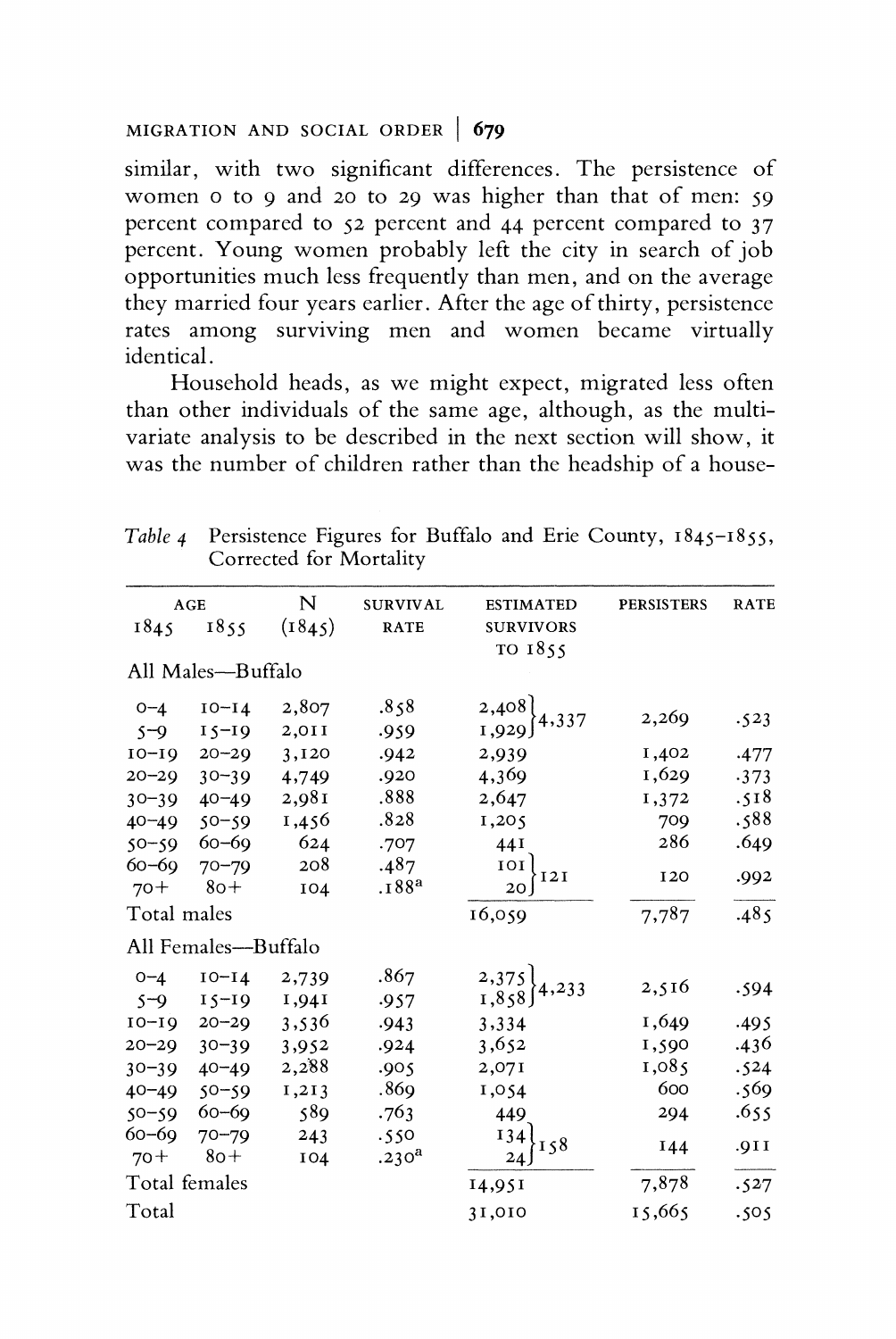similar, with two significant differences. The persistence of women 0 to 9 and 20 to 29 was higher than that of men: 59 percent compared to 52 percent and 44 percent compared to 37 percent. Young women probably left the city in search of job opportunities much less frequently than men, and on the average they married four years earlier. After the age of thirty, persistence rates among surviving men and women became virtually identical.

Household heads, as we might expect, migrated less often than other individuals of the same age, although, as the multivariate analysis to be described in the next section will show, it was the number of children rather than the headship of a house-

*Table 4* Persistence Figures for Buffalo and Erie County, 1845–1855, Corrected for Mortality

| AGE 1845 | AGE 1855 | N (1845) | SURVIVAL RATE | ESTIMATED SURVIVORS TO 1855 | | PERSISTERS | RATE |
|---|---|---|---|---|---|---|---|
| All Males—Buffalo | | | | | | | |
| 0–4 | 10–14 | 2,807 | .858 | 2,408 | 4,337 | 2,269 | .523 |
| 5–9 | 15–19 | 2,011 | .959 | 1,929 | | | |
| 10–19 | 20–29 | 3,120 | .942 | 2,939 | | 1,402 | .477 |
| 20–29 | 30–39 | 4,749 | .920 | 4,369 | | 1,629 | .373 |
| 30–39 | 40–49 | 2,981 | .888 | 2,647 | | 1,372 | .518 |
| 40–49 | 50–59 | 1,456 | .828 | 1,205 | | 709 | .588 |
| 50–59 | 60–69 | 624 | .707 | 441 | | 286 | .649 |
| 60–69 | 70–79 | 208 | .487 | 101 | 121 | 120 | .992 |
| 70+ | 80+ | 104 | .188[a] | 20 | | | |
| Total males | | | | 16,059 | | 7,787 | .485 |
| All Females—Buffalo | | | | | | | |
| 0–4 | 10–14 | 2,739 | .867 | 2,375 | 4,233 | 2,516 | .594 |
| 5–9 | 15–19 | 1,941 | .957 | 1,858 | | | |
| 10–19 | 20–29 | 3,536 | .943 | 3,334 | | 1,649 | .495 |
| 20–29 | 30–39 | 3,952 | .924 | 3,652 | | 1,590 | .436 |
| 30–39 | 40–49 | 2,288 | .905 | 2,071 | | 1,085 | .524 |
| 40–49 | 50–59 | 1,213 | .869 | 1,054 | | 600 | .569 |
| 50–59 | 60–69 | 589 | .763 | 449 | | 294 | .655 |
| 60–69 | 70–79 | 243 | .550 | 134 | 158 | 144 | .911 |
| 70+ | 80+ | 104 | .230[a] | 24 | | | |
| Total females | | | | 14,951 | | 7,878 | .527 |
| Total | | | | 31,010 | | 15,665 | .505 |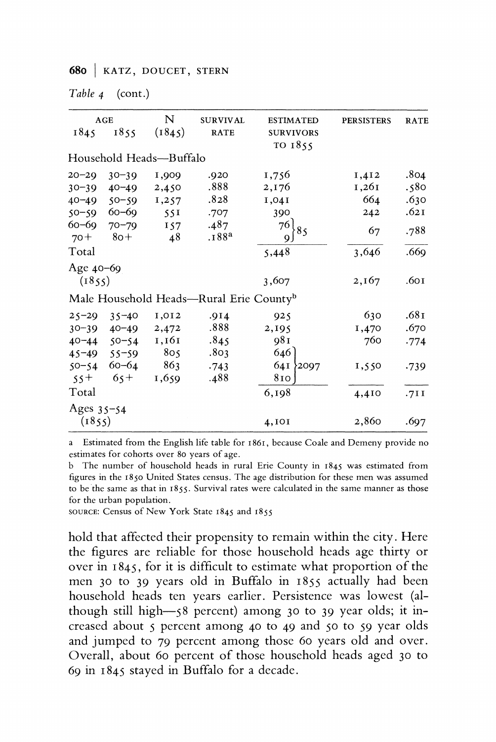*Table 4* (cont.)

| AGE 1845 | AGE 1855 | N (1845) | SURVIVAL RATE | ESTIMATED SURVIVORS TO 1855 | PERSISTERS | RATE |
|---|---|---|---|---|---|---|
| Household Heads—Buffalo | | | | | | |
| 20–29 | 30–39 | 1,909 | .920 | 1,756 | 1,412 | .804 |
| 30–39 | 40–49 | 2,450 | .888 | 2,176 | 1,261 | .580 |
| 40–49 | 50–59 | 1,257 | .828 | 1,041 | 664 | .630 |
| 50–59 | 60–69 | 551 | .707 | 390 | 242 | .621 |
| 60–69 | 70–79 | 157 | .487 | 76 } 85 | 67 | .788 |
| 70+ | 80+ | 48 | .188[a] | 9 | | |
| Total | | | | 5,448 | 3,646 | .669 |
| Age 40–69 (1855) | | | | 3,607 | 2,167 | .601 |
| Male Household Heads—Rural Erie County[b] | | | | | | |
| 25–29 | 35–40 | 1,012 | .914 | 925 | 630 | .681 |
| 30–39 | 40–49 | 2,472 | .888 | 2,195 | 1,470 | .670 |
| 40–44 | 50–54 | 1,161 | .845 | 981 | 760 | .774 |
| 45–49 | 55–59 | 805 | .803 | 646 } | | |
| 50–54 | 60–64 | 863 | .743 | 641 } 2097 | 1,550 | .739 |
| 55+ | 65+ | 1,659 | .488 | 810 } | | |
| Total | | | | 6,198 | 4,410 | .711 |
| Ages 35–54 (1855) | | | | 4,101 | 2,860 | .697 |

a Estimated from the English life table for 1861, because Coale and Demeny provide no estimates for cohorts over 80 years of age.

b The number of household heads in rural Erie County in 1845 was estimated from figures in the 1850 United States census. The age distribution for these men was assumed to be the same as that in 1855. Survival rates were calculated in the same manner as those for the urban population.

SOURCE: Census of New York State 1845 and 1855

hold that affected their propensity to remain within the city. Here the figures are reliable for those household heads age thirty or over in 1845, for it is difficult to estimate what proportion of the men 30 to 39 years old in Buffalo in 1855 actually had been household heads ten years earlier. Persistence was lowest (although still high—58 percent) among 30 to 39 year olds; it increased about 5 percent among 40 to 49 and 50 to 59 year olds and jumped to 79 percent among those 60 years old and over. Overall, about 60 percent of those household heads aged 30 to 69 in 1845 stayed in Buffalo for a decade.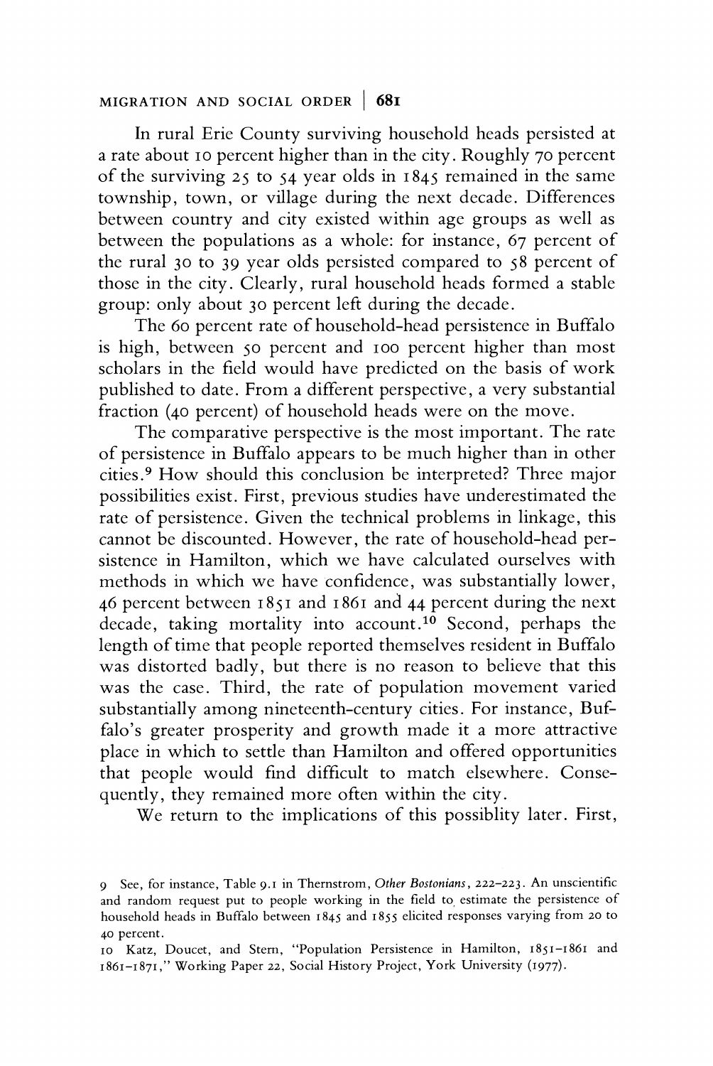In rural Erie County surviving household heads persisted at a rate about 10 percent higher than in the city. Roughly 70 percent of the surviving 25 to 54 year olds in 1845 remained in the same township, town, or village during the next decade. Differences between country and city existed within age groups as well as between the populations as a whole: for instance, 67 percent of the rural 30 to 39 year olds persisted compared to 58 percent of those in the city. Clearly, rural household heads formed a stable group: only about 30 percent left during the decade.

The 60 percent rate of household-head persistence in Buffalo is high, between 50 percent and 100 percent higher than most scholars in the field would have predicted on the basis of work published to date. From a different perspective, a very substantial fraction (40 percent) of household heads were on the move.

The comparative perspective is the most important. The rate of persistence in Buffalo appears to be much higher than in other cities.[9] How should this conclusion be interpreted? Three major possibilities exist. First, previous studies have underestimated the rate of persistence. Given the technical problems in linkage, this cannot be discounted. However, the rate of household-head persistence in Hamilton, which we have calculated ourselves with methods in which we have confidence, was substantially lower, 46 percent between 1851 and 1861 and 44 percent during the next decade, taking mortality into account.[10] Second, perhaps the length of time that people reported themselves resident in Buffalo was distorted badly, but there is no reason to believe that this was the case. Third, the rate of population movement varied substantially among nineteenth-century cities. For instance, Buffalo's greater prosperity and growth made it a more attractive place in which to settle than Hamilton and offered opportunities that people would find difficult to match elsewhere. Consequently, they remained more often within the city.

We return to the implications of this possiblity later. First,

9 See, for instance, Table 9.1 in Thernstrom, *Other Bostonians*, 222–223. An unscientific and random request put to people working in the field to estimate the persistence of household heads in Buffalo between 1845 and 1855 elicited responses varying from 20 to 40 percent.

10 Katz, Doucet, and Stern, "Population Persistence in Hamilton, 1851–1861 and 1861–1871," Working Paper 22, Social History Project, York University (1977).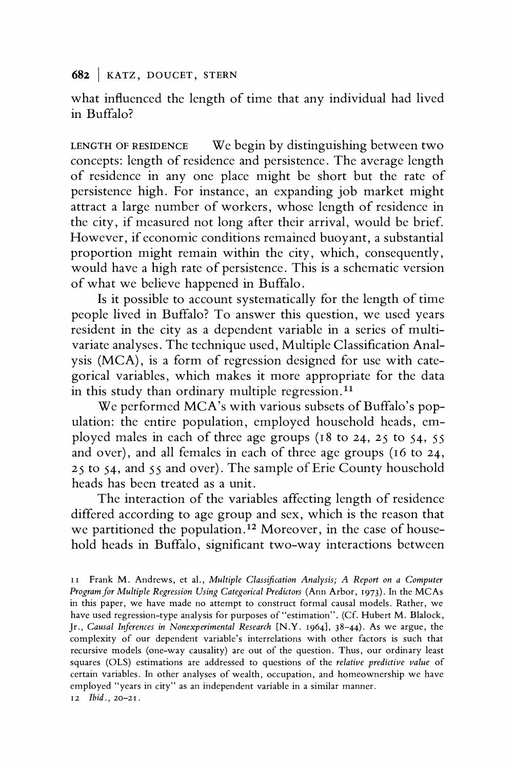what influenced the length of time that any individual had lived in Buffalo?

LENGTH OF RESIDENCE We begin by distinguishing between two concepts: length of residence and persistence. The average length of residence in any one place might be short but the rate of persistence high. For instance, an expanding job market might attract a large number of workers, whose length of residence in the city, if measured not long after their arrival, would be brief. However, if economic conditions remained buoyant, a substantial proportion might remain within the city, which, consequently, would have a high rate of persistence. This is a schematic version of what we believe happened in Buffalo.

Is it possible to account systematically for the length of time people lived in Buffalo? To answer this question, we used years resident in the city as a dependent variable in a series of multivariate analyses. The technique used, Multiple Classification Analysis (MCA), is a form of regression designed for use with categorical variables, which makes it more appropriate for the data in this study than ordinary multiple regression.[11]

We performed MCA's with various subsets of Buffalo's population: the entire population, employed household heads, employed males in each of three age groups (18 to 24, 25 to 54, 55 and over), and all females in each of three age groups (16 to 24, 25 to 54, and 55 and over). The sample of Erie County household heads has been treated as a unit.

The interaction of the variables affecting length of residence differed according to age group and sex, which is the reason that we partitioned the population.[12] Moreover, in the case of household heads in Buffalo, significant two-way interactions between

11 Frank M. Andrews, et al., *Multiple Classification Analysis; A Report on a Computer Program for Multiple Regression Using Categorical Predictors* (Ann Arbor, 1973). In the MCAs in this paper, we have made no attempt to construct formal causal models. Rather, we have used regression-type analysis for purposes of "estimation". (Cf. Hubert M. Blalock, Jr., *Causal Inferences in Nonexperimental Research* [N.Y. 1964], 38–44). As we argue, the complexity of our dependent variable's interrelations with other factors is such that recursive models (one-way causality) are out of the question. Thus, our ordinary least squares (OLS) estimations are addressed to questions of the *relative predictive value* of certain variables. In other analyses of wealth, occupation, and homeownership we have employed "years in city" as an independent variable in a similar manner.

12 *Ibid.*, 20–21.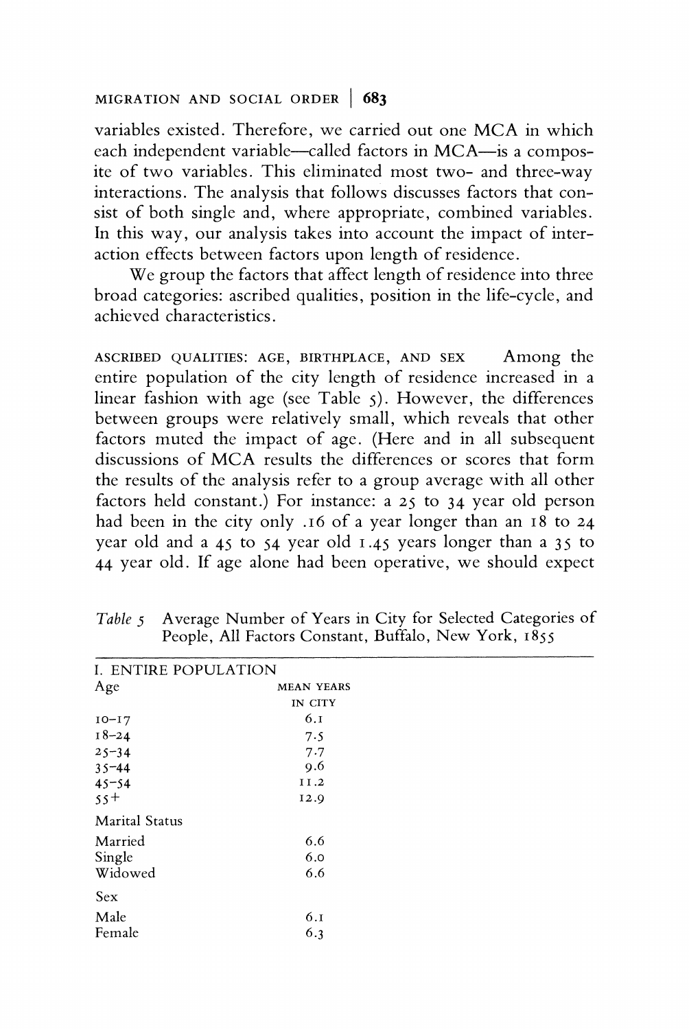variables existed. Therefore, we carried out one MCA in which each independent variable—called factors in MCA—is a composite of two variables. This eliminated most two- and three-way interactions. The analysis that follows discusses factors that consist of both single and, where appropriate, combined variables. In this way, our analysis takes into account the impact of interaction effects between factors upon length of residence.

We group the factors that affect length of residence into three broad categories: ascribed qualities, position in the life-cycle, and achieved characteristics.

ASCRIBED QUALITIES: AGE, BIRTHPLACE, AND SEX Among the entire population of the city length of residence increased in a linear fashion with age (see Table 5). However, the differences between groups were relatively small, which reveals that other factors muted the impact of age. (Here and in all subsequent discussions of MCA results the differences or scores that form the results of the analysis refer to a group average with all other factors held constant.) For instance: a 25 to 34 year old person had been in the city only .16 of a year longer than an 18 to 24 year old and a 45 to 54 year old 1.45 years longer than a 35 to 44 year old. If age alone had been operative, we should expect

*Table 5* Average Number of Years in City for Selected Categories of People, All Factors Constant, Buffalo, New York, 1855

| I. ENTIRE POPULATION | |
|---|---|
| Age | MEAN YEARS IN CITY |
| 10–17 | 6.1 |
| 18–24 | 7.5 |
| 25–34 | 7.7 |
| 35–44 | 9.6 |
| 45–54 | 11.2 |
| 55+ | 12.9 |
| Marital Status | |
| Married | 6.6 |
| Single | 6.0 |
| Widowed | 6.6 |
| Sex | |
| Male | 6.1 |
| Female | 6.3 |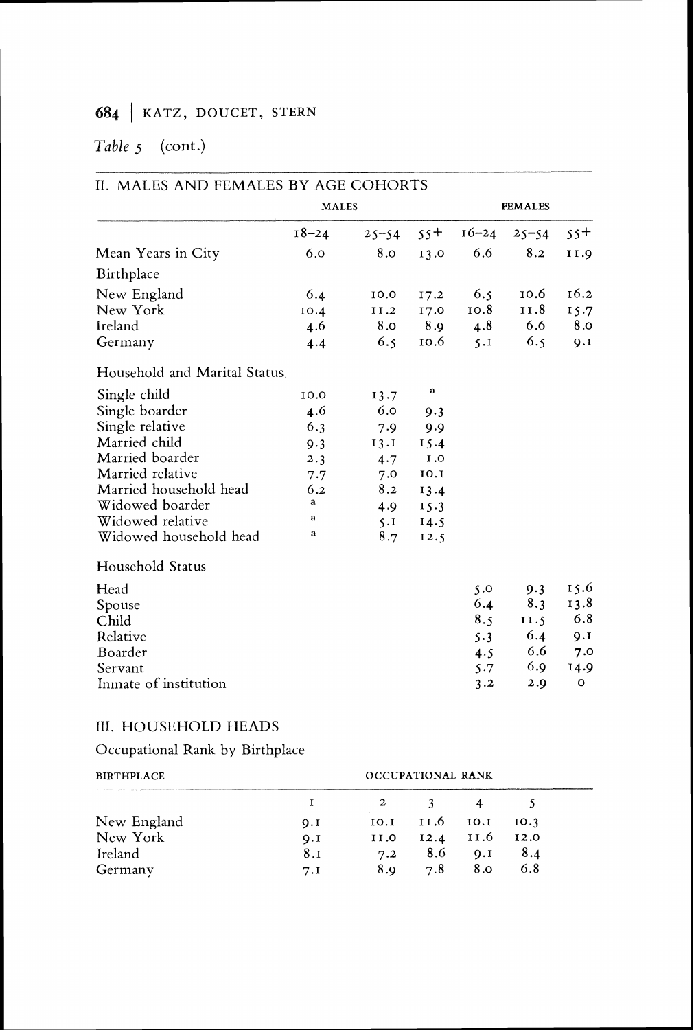*Table 5* (cont.)

## II. MALES AND FEMALES BY AGE COHORTS

| | MALES | | | FEMALES | | |
|---|---|---|---|---|---|---|
| | 18–24 | 25–54 | 55+ | 16–24 | 25–54 | 55+ |
| Mean Years in City | 6.0 | 8.0 | 13.0 | 6.6 | 8.2 | 11.9 |
| **Birthplace** | | | | | | |
| New England | 6.4 | 10.0 | 17.2 | 6.5 | 10.6 | 16.2 |
| New York | 10.4 | 11.2 | 17.0 | 10.8 | 11.8 | 15.7 |
| Ireland | 4.6 | 8.0 | 8.9 | 4.8 | 6.6 | 8.0 |
| Germany | 4.4 | 6.5 | 10.6 | 5.1 | 6.5 | 9.1 |
| **Household and Marital Status** | | | | | | |
| Single child | 10.0 | 13.7 | a | | | |
| Single boarder | 4.6 | 6.0 | 9.3 | | | |
| Single relative | 6.3 | 7.9 | 9.9 | | | |
| Married child | 9.3 | 13.1 | 15.4 | | | |
| Married boarder | 2.3 | 4.7 | 1.0 | | | |
| Married relative | 7.7 | 7.0 | 10.1 | | | |
| Married household head | 6.2 | 8.2 | 13.4 | | | |
| Widowed boarder | a | 4.9 | 15.3 | | | |
| Widowed relative | a | 5.1 | 14.5 | | | |
| Widowed household head | a | 8.7 | 12.5 | | | |
| **Household Status** | | | | | | |
| Head | | | | 5.0 | 9.3 | 15.6 |
| Spouse | | | | 6.4 | 8.3 | 13.8 |
| Child | | | | 8.5 | 11.5 | 6.8 |
| Relative | | | | 5.3 | 6.4 | 9.1 |
| Boarder | | | | 4.5 | 6.6 | 7.0 |
| Servant | | | | 5.7 | 6.9 | 14.9 |
| Inmate of institution | | | | 3.2 | 2.9 | 0 |

## III. HOUSEHOLD HEADS

Occupational Rank by Birthplace

| BIRTHPLACE | OCCUPATIONAL RANK | | | | |
|---|---|---|---|---|---|
| | 1 | 2 | 3 | 4 | 5 |
| New England | 9.1 | 10.1 | 11.6 | 10.1 | 10.3 |
| New York | 9.1 | 11.0 | 12.4 | 11.6 | 12.0 |
| Ireland | 8.1 | 7.2 | 8.6 | 9.1 | 8.4 |
| Germany | 7.1 | 8.9 | 7.8 | 8.0 | 6.8 |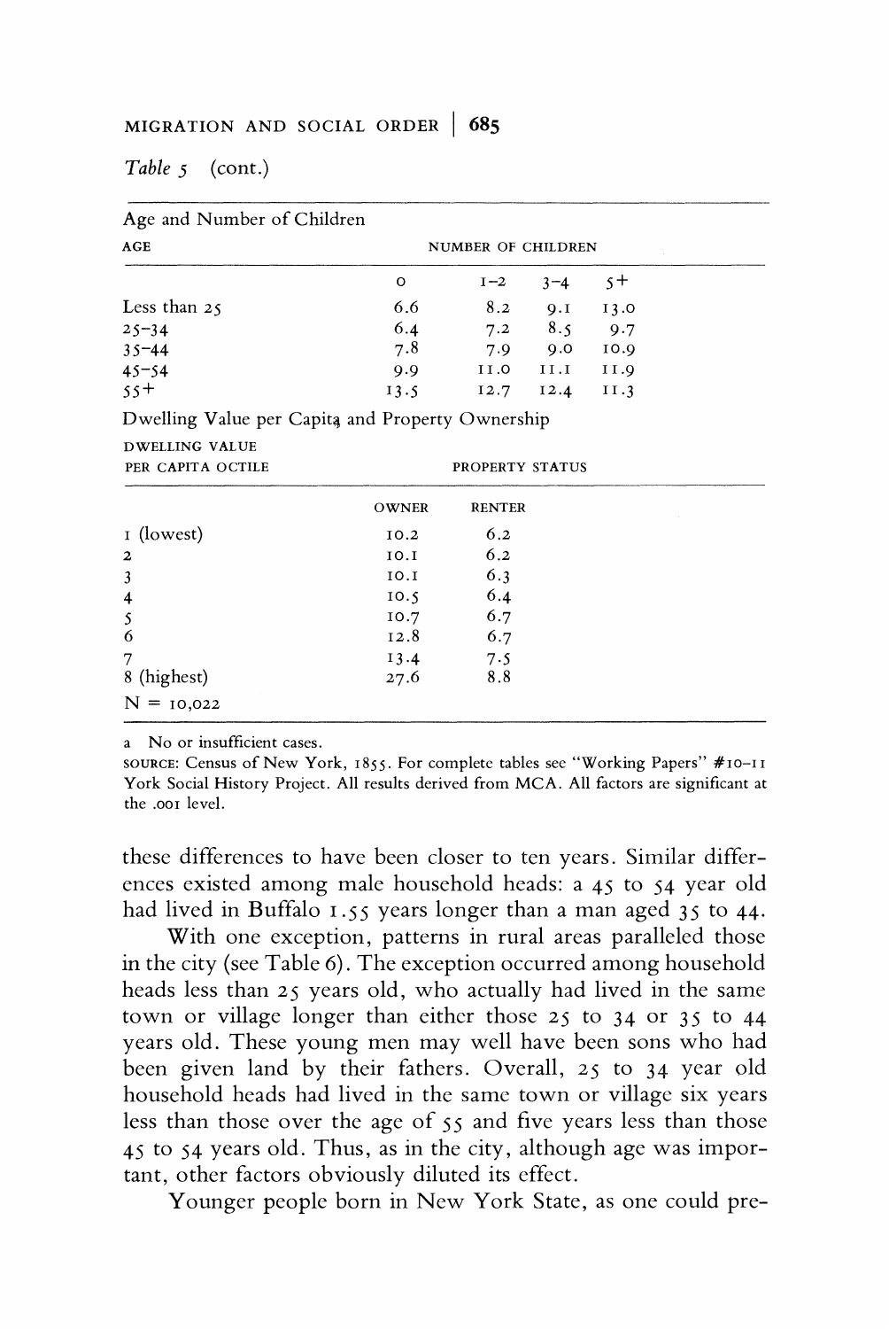*Table 5* (cont.)

Age and Number of Children

| AGE | NUMBER OF CHILDREN | | | |
|---|---|---|---|---|
| | 0 | 1–2 | 3–4 | 5+ |
| Less than 25 | 6.6 | 8.2 | 9.1 | 13.0 |
| 25–34 | 6.4 | 7.2 | 8.5 | 9.7 |
| 35–44 | 7.8 | 7.9 | 9.0 | 10.9 |
| 45–54 | 9.9 | 11.0 | 11.1 | 11.9 |
| 55+ | 13.5 | 12.7 | 12.4 | 11.3 |

Dwelling Value per Capita and Property Ownership

| DWELLING VALUE PER CAPITA OCTILE | PROPERTY STATUS | |
|---|---|---|
| | OWNER | RENTER |
| 1 (lowest) | 10.2 | 6.2 |
| 2 | 10.1 | 6.2 |
| 3 | 10.1 | 6.3 |
| 4 | 10.5 | 6.4 |
| 5 | 10.7 | 6.7 |
| 6 | 12.8 | 6.7 |
| 7 | 13.4 | 7.5 |
| 8 (highest) | 27.6 | 8.8 |
| N = 10,022 | | |

a No or insufficient cases.

SOURCE: Census of New York, 1855. For complete tables see "Working Papers" #10–11 York Social History Project. All results derived from MCA. All factors are significant at the .001 level.

these differences to have been closer to ten years. Similar differences existed among male household heads: a 45 to 54 year old had lived in Buffalo 1.55 years longer than a man aged 35 to 44.

With one exception, patterns in rural areas paralleled those in the city (see Table 6). The exception occurred among household heads less than 25 years old, who actually had lived in the same town or village longer than either those 25 to 34 or 35 to 44 years old. These young men may well have been sons who had been given land by their fathers. Overall, 25 to 34 year old household heads had lived in the same town or village six years less than those over the age of 55 and five years less than those 45 to 54 years old. Thus, as in the city, although age was important, other factors obviously diluted its effect.

Younger people born in New York State, as one could pre-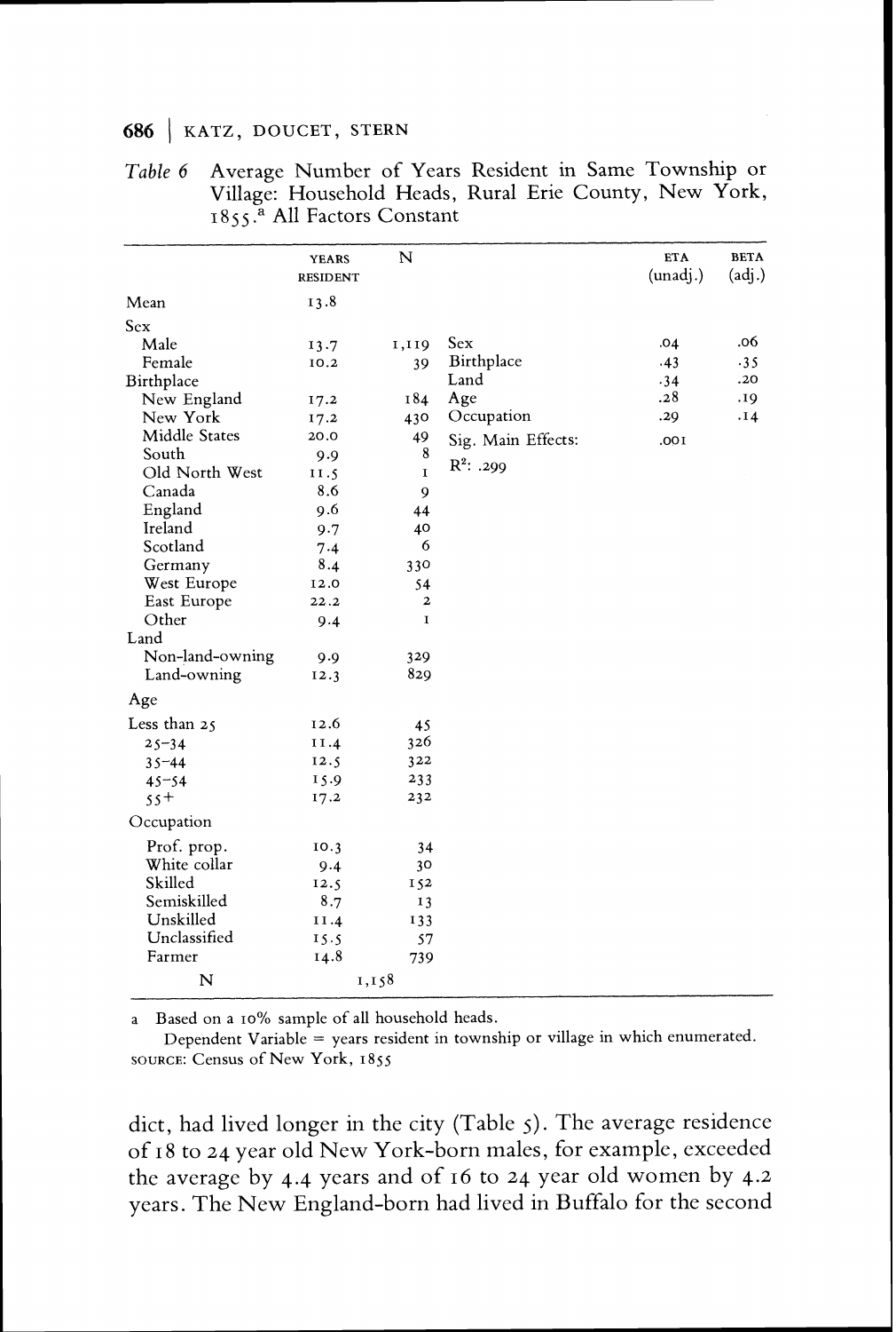*Table 6* Average Number of Years Resident in Same Township or Village: Household Heads, Rural Erie County, New York, 1855.[a] All Factors Constant

| | YEARS RESIDENT | N | | ETA (unadj.) | BETA (adj.) |
|---|---|---|---|---|---|
| Mean | 13.8 | | | | |
| Sex | | | | | |
| Male | 13.7 | 1,119 | Sex | .04 | .06 |
| Female | 10.2 | 39 | Birthplace | .43 | .35 |
| Birthplace | | | Land | .34 | .20 |
| New England | 17.2 | 184 | Age | .28 | .19 |
| New York | 17.2 | 430 | Occupation | .29 | .14 |
| Middle States | 20.0 | 49 | Sig. Main Effects: | .001 | |
| South | 9.9 | 8 | $R^2$: .299 | | |
| Old North West | 11.5 | 1 | | | |
| Canada | 8.6 | 9 | | | |
| England | 9.6 | 44 | | | |
| Ireland | 9.7 | 40 | | | |
| Scotland | 7.4 | 6 | | | |
| Germany | 8.4 | 330 | | | |
| West Europe | 12.0 | 54 | | | |
| East Europe | 22.2 | 2 | | | |
| Other | 9.4 | 1 | | | |
| Land | | | | | |
| Non-land-owning | 9.9 | 329 | | | |
| Land-owning | 12.3 | 829 | | | |
| Age | | | | | |
| Less than 25 | 12.6 | 45 | | | |
| 25–34 | 11.4 | 326 | | | |
| 35–44 | 12.5 | 322 | | | |
| 45–54 | 15.9 | 233 | | | |
| 55+ | 17.2 | 232 | | | |
| Occupation | | | | | |
| Prof. prop. | 10.3 | 34 | | | |
| White collar | 9.4 | 30 | | | |
| Skilled | 12.5 | 152 | | | |
| Semiskilled | 8.7 | 13 | | | |
| Unskilled | 11.4 | 133 | | | |
| Unclassified | 15.5 | 57 | | | |
| Farmer | 14.8 | 739 | | | |
| N | 1,158 | | | | |

a Based on a 10% sample of all household heads.

Dependent Variable = years resident in township or village in which enumerated.

SOURCE: Census of New York, 1855

dict, had lived longer in the city (Table 5). The average residence of 18 to 24 year old New York-born males, for example, exceeded the average by 4.4 years and of 16 to 24 year old women by 4.2 years. The New England-born had lived in Buffalo for the second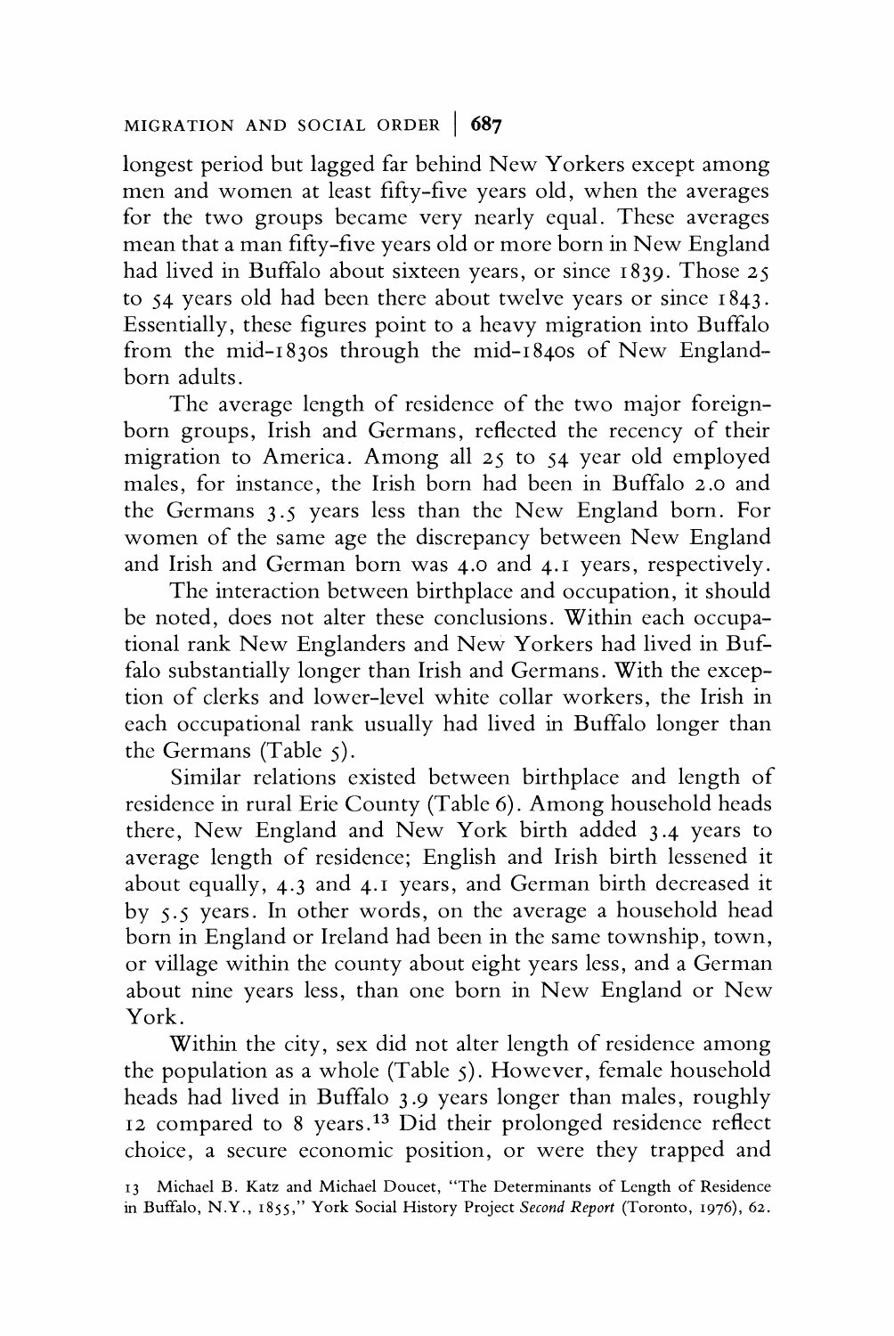longest period but lagged far behind New Yorkers except among men and women at least fifty-five years old, when the averages for the two groups became very nearly equal. These averages mean that a man fifty-five years old or more born in New England had lived in Buffalo about sixteen years, or since 1839. Those 25 to 54 years old had been there about twelve years or since 1843. Essentially, these figures point to a heavy migration into Buffalo from the mid-1830s through the mid-1840s of New England-born adults.

The average length of residence of the two major foreign-born groups, Irish and Germans, reflected the recency of their migration to America. Among all 25 to 54 year old employed males, for instance, the Irish born had been in Buffalo 2.0 and the Germans 3.5 years less than the New England born. For women of the same age the discrepancy between New England and Irish and German born was 4.0 and 4.1 years, respectively.

The interaction between birthplace and occupation, it should be noted, does not alter these conclusions. Within each occupational rank New Englanders and New Yorkers had lived in Buffalo substantially longer than Irish and Germans. With the exception of clerks and lower-level white collar workers, the Irish in each occupational rank usually had lived in Buffalo longer than the Germans (Table 5).

Similar relations existed between birthplace and length of residence in rural Erie County (Table 6). Among household heads there, New England and New York birth added 3.4 years to average length of residence; English and Irish birth lessened it about equally, 4.3 and 4.1 years, and German birth decreased it by 5.5 years. In other words, on the average a household head born in England or Ireland had been in the same township, town, or village within the county about eight years less, and a German about nine years less, than one born in New England or New York.

Within the city, sex did not alter length of residence among the population as a whole (Table 5). However, female household heads had lived in Buffalo 3.9 years longer than males, roughly 12 compared to 8 years.[13] Did their prolonged residence reflect choice, a secure economic position, or were they trapped and

13 Michael B. Katz and Michael Doucet, "The Determinants of Length of Residence in Buffalo, N.Y., 1855," York Social History Project *Second Report* (Toronto, 1976), 62.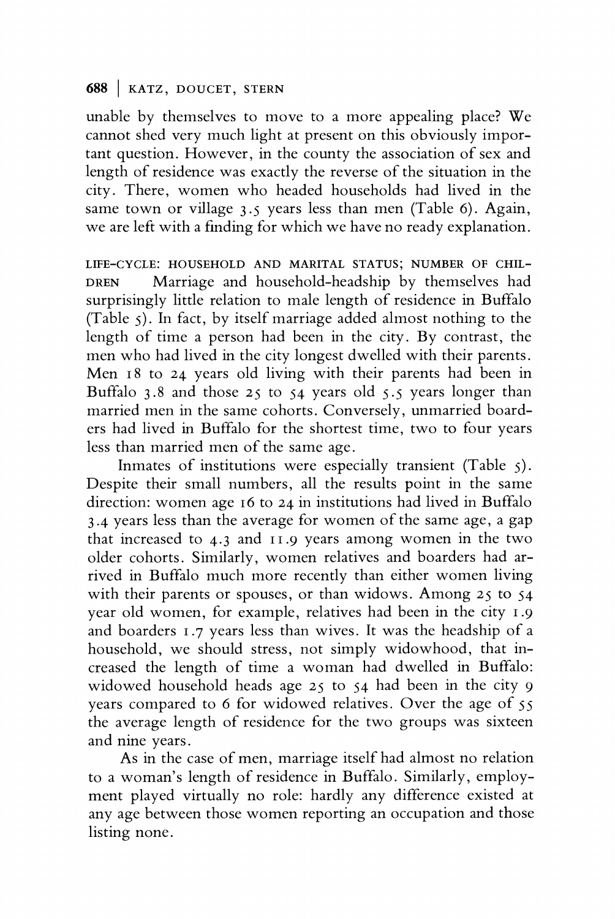unable by themselves to move to a more appealing place? We cannot shed very much light at present on this obviously important question. However, in the county the association of sex and length of residence was exactly the reverse of the situation in the city. There, women who headed households had lived in the same town or village 3.5 years less than men (Table 6). Again, we are left with a finding for which we have no ready explanation.

LIFE-CYCLE: HOUSEHOLD AND MARITAL STATUS; NUMBER OF CHILDREN  Marriage and household-headship by themselves had surprisingly little relation to male length of residence in Buffalo (Table 5). In fact, by itself marriage added almost nothing to the length of time a person had been in the city. By contrast, the men who had lived in the city longest dwelled with their parents. Men 18 to 24 years old living with their parents had been in Buffalo 3.8 and those 25 to 54 years old 5.5 years longer than married men in the same cohorts. Conversely, unmarried boarders had lived in Buffalo for the shortest time, two to four years less than married men of the same age.

Inmates of institutions were especially transient (Table 5). Despite their small numbers, all the results point in the same direction: women age 16 to 24 in institutions had lived in Buffalo 3.4 years less than the average for women of the same age, a gap that increased to 4.3 and 11.9 years among women in the two older cohorts. Similarly, women relatives and boarders had arrived in Buffalo much more recently than either women living with their parents or spouses, or than widows. Among 25 to 54 year old women, for example, relatives had been in the city 1.9 and boarders 1.7 years less than wives. It was the headship of a household, we should stress, not simply widowhood, that increased the length of time a woman had dwelled in Buffalo: widowed household heads age 25 to 54 had been in the city 9 years compared to 6 for widowed relatives. Over the age of 55 the average length of residence for the two groups was sixteen and nine years.

As in the case of men, marriage itself had almost no relation to a woman's length of residence in Buffalo. Similarly, employment played virtually no role: hardly any difference existed at any age between those women reporting an occupation and those listing none.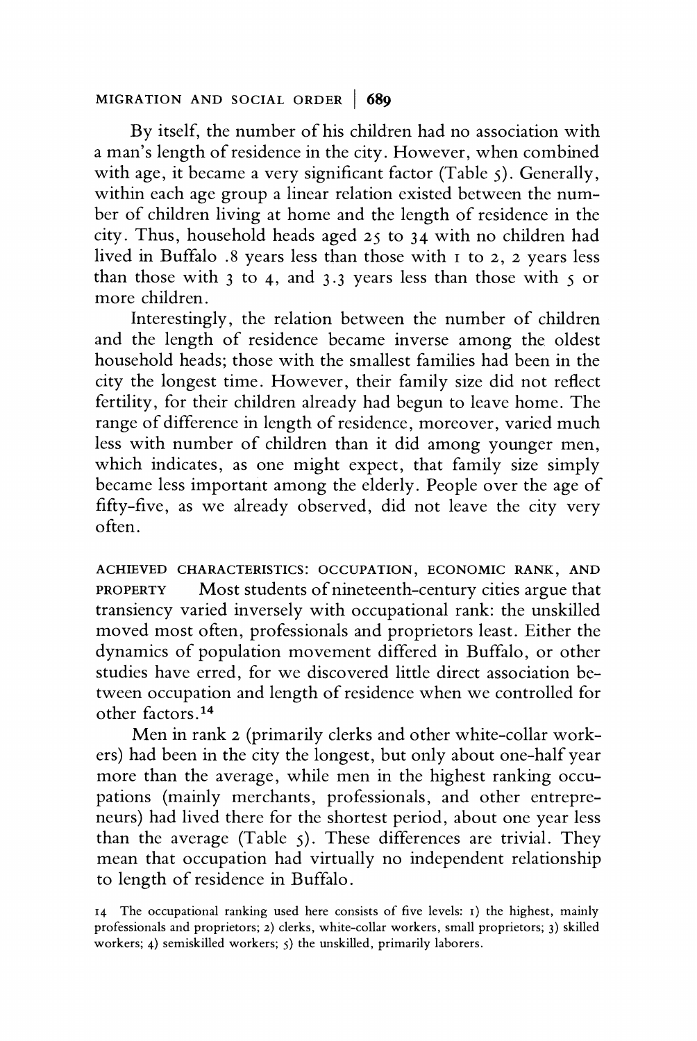By itself, the number of his children had no association with a man's length of residence in the city. However, when combined with age, it became a very significant factor (Table 5). Generally, within each age group a linear relation existed between the number of children living at home and the length of residence in the city. Thus, household heads aged 25 to 34 with no children had lived in Buffalo .8 years less than those with 1 to 2, 2 years less than those with 3 to 4, and 3.3 years less than those with 5 or more children.

Interestingly, the relation between the number of children and the length of residence became inverse among the oldest household heads; those with the smallest families had been in the city the longest time. However, their family size did not reflect fertility, for their children already had begun to leave home. The range of difference in length of residence, moreover, varied much less with number of children than it did among younger men, which indicates, as one might expect, that family size simply became less important among the elderly. People over the age of fifty-five, as we already observed, did not leave the city very often.

ACHIEVED CHARACTERISTICS: OCCUPATION, ECONOMIC RANK, AND PROPERTY Most students of nineteenth-century cities argue that transiency varied inversely with occupational rank: the unskilled moved most often, professionals and proprietors least. Either the dynamics of population movement differed in Buffalo, or other studies have erred, for we discovered little direct association between occupation and length of residence when we controlled for other factors.[14]

Men in rank 2 (primarily clerks and other white-collar workers) had been in the city the longest, but only about one-half year more than the average, while men in the highest ranking occupations (mainly merchants, professionals, and other entrepreneurs) had lived there for the shortest period, about one year less than the average (Table 5). These differences are trivial. They mean that occupation had virtually no independent relationship to length of residence in Buffalo.

14 The occupational ranking used here consists of five levels: 1) the highest, mainly professionals and proprietors; 2) clerks, white-collar workers, small proprietors; 3) skilled workers; 4) semiskilled workers; 5) the unskilled, primarily laborers.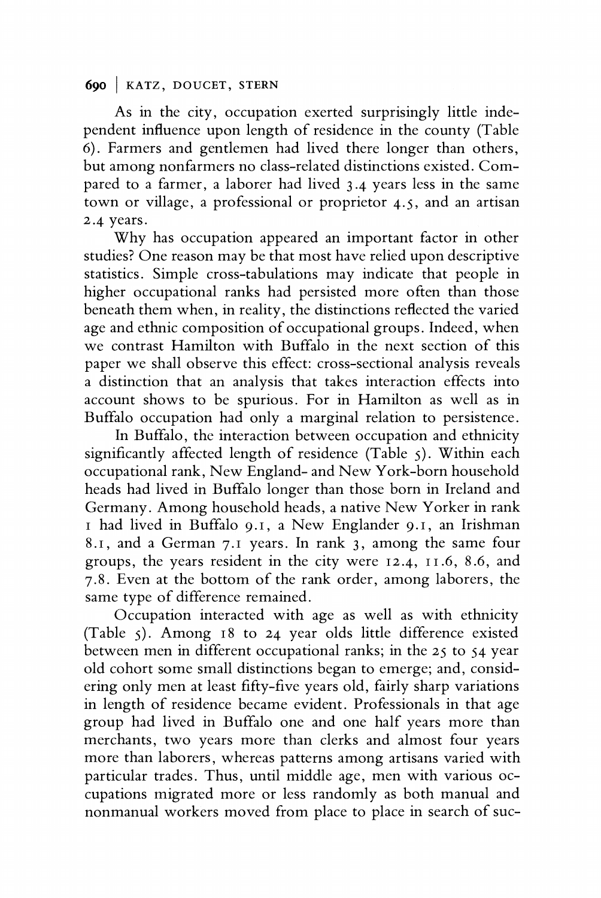As in the city, occupation exerted surprisingly little independent influence upon length of residence in the county (Table 6). Farmers and gentlemen had lived there longer than others, but among nonfarmers no class-related distinctions existed. Compared to a farmer, a laborer had lived 3.4 years less in the same town or village, a professional or proprietor 4.5, and an artisan 2.4 years.

Why has occupation appeared an important factor in other studies? One reason may be that most have relied upon descriptive statistics. Simple cross-tabulations may indicate that people in higher occupational ranks had persisted more often than those beneath them when, in reality, the distinctions reflected the varied age and ethnic composition of occupational groups. Indeed, when we contrast Hamilton with Buffalo in the next section of this paper we shall observe this effect: cross-sectional analysis reveals a distinction that an analysis that takes interaction effects into account shows to be spurious. For in Hamilton as well as in Buffalo occupation had only a marginal relation to persistence.

In Buffalo, the interaction between occupation and ethnicity significantly affected length of residence (Table 5). Within each occupational rank, New England- and New York-born household heads had lived in Buffalo longer than those born in Ireland and Germany. Among household heads, a native New Yorker in rank 1 had lived in Buffalo 9.1, a New Englander 9.1, an Irishman 8.1, and a German 7.1 years. In rank 3, among the same four groups, the years resident in the city were 12.4, 11.6, 8.6, and 7.8. Even at the bottom of the rank order, among laborers, the same type of difference remained.

Occupation interacted with age as well as with ethnicity (Table 5). Among 18 to 24 year olds little difference existed between men in different occupational ranks; in the 25 to 54 year old cohort some small distinctions began to emerge; and, considering only men at least fifty-five years old, fairly sharp variations in length of residence became evident. Professionals in that age group had lived in Buffalo one and one half years more than merchants, two years more than clerks and almost four years more than laborers, whereas patterns among artisans varied with particular trades. Thus, until middle age, men with various occupations migrated more or less randomly as both manual and nonmanual workers moved from place to place in search of suc-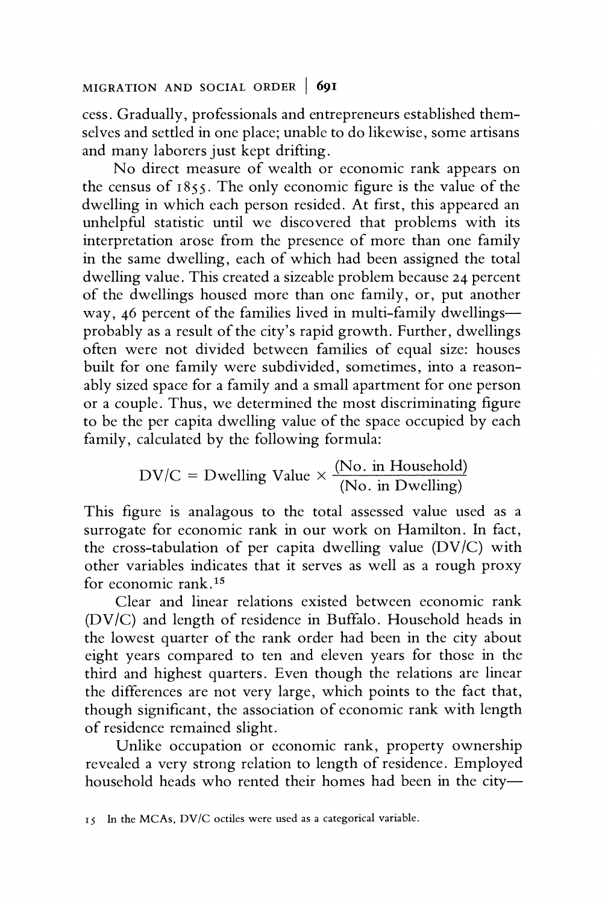cess. Gradually, professionals and entrepreneurs established themselves and settled in one place; unable to do likewise, some artisans and many laborers just kept drifting.

No direct measure of wealth or economic rank appears on the census of 1855. The only economic figure is the value of the dwelling in which each person resided. At first, this appeared an unhelpful statistic until we discovered that problems with its interpretation arose from the presence of more than one family in the same dwelling, each of which had been assigned the total dwelling value. This created a sizeable problem because 24 percent of the dwellings housed more than one family, or, put another way, 46 percent of the families lived in multi-family dwellings—probably as a result of the city's rapid growth. Further, dwellings often were not divided between families of equal size: houses built for one family were subdivided, sometimes, into a reasonably sized space for a family and a small apartment for one person or a couple. Thus, we determined the most discriminating figure to be the per capita dwelling value of the space occupied by each family, calculated by the following formula:

$$\text{DV/C} = \text{Dwelling Value} \times \frac{\text{(No. in Household)}}{\text{(No. in Dwelling)}}$$

This figure is analagous to the total assessed value used as a surrogate for economic rank in our work on Hamilton. In fact, the cross-tabulation of per capita dwelling value (DV/C) with other variables indicates that it serves as well as a rough proxy for economic rank.[15]

Clear and linear relations existed between economic rank (DV/C) and length of residence in Buffalo. Household heads in the lowest quarter of the rank order had been in the city about eight years compared to ten and eleven years for those in the third and highest quarters. Even though the relations are linear the differences are not very large, which points to the fact that, though significant, the association of economic rank with length of residence remained slight.

Unlike occupation or economic rank, property ownership revealed a very strong relation to length of residence. Employed household heads who rented their homes had been in the city—

15 In the MCAs, DV/C octiles were used as a categorical variable.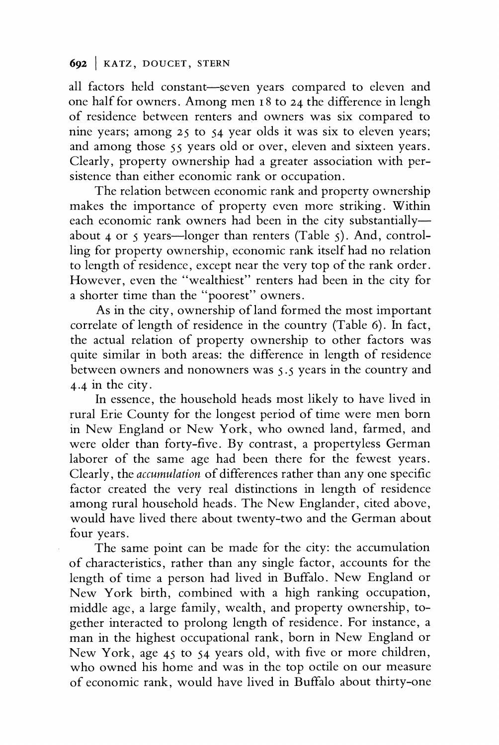all factors held constant—seven years compared to eleven and one half for owners. Among men 18 to 24 the difference in lengh of residence between renters and owners was six compared to nine years; among 25 to 54 year olds it was six to eleven years; and among those 55 years old or over, eleven and sixteen years. Clearly, property ownership had a greater association with persistence than either economic rank or occupation.

The relation between economic rank and property ownership makes the importance of property even more striking. Within each economic rank owners had been in the city substantially—about 4 or 5 years—longer than renters (Table 5). And, controlling for property ownership, economic rank itself had no relation to length of residence, except near the very top of the rank order. However, even the "wealthiest" renters had been in the city for a shorter time than the "poorest" owners.

As in the city, ownership of land formed the most important correlate of length of residence in the country (Table 6). In fact, the actual relation of property ownership to other factors was quite similar in both areas: the difference in length of residence between owners and nonowners was 5.5 years in the country and 4.4 in the city.

In essence, the household heads most likely to have lived in rural Erie County for the longest period of time were men born in New England or New York, who owned land, farmed, and were older than forty-five. By contrast, a propertyless German laborer of the same age had been there for the fewest years. Clearly, the *accumulation* of differences rather than any one specific factor created the very real distinctions in length of residence among rural household heads. The New Englander, cited above, would have lived there about twenty-two and the German about four years.

The same point can be made for the city: the accumulation of characteristics, rather than any single factor, accounts for the length of time a person had lived in Buffalo. New England or New York birth, combined with a high ranking occupation, middle age, a large family, wealth, and property ownership, together interacted to prolong length of residence. For instance, a man in the highest occupational rank, born in New England or New York, age 45 to 54 years old, with five or more children, who owned his home and was in the top octile on our measure of economic rank, would have lived in Buffalo about thirty-one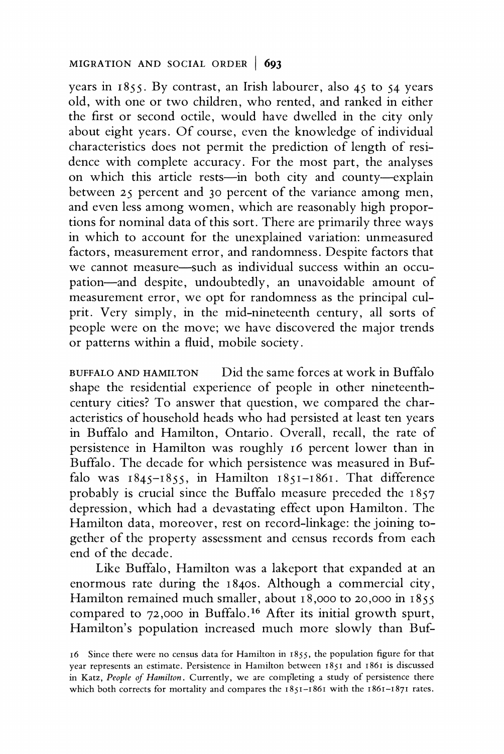years in 1855. By contrast, an Irish labourer, also 45 to 54 years old, with one or two children, who rented, and ranked in either the first or second octile, would have dwelled in the city only about eight years. Of course, even the knowledge of individual characteristics does not permit the prediction of length of residence with complete accuracy. For the most part, the analyses on which this article rests—in both city and county—explain between 25 percent and 30 percent of the variance among men, and even less among women, which are reasonably high proportions for nominal data of this sort. There are primarily three ways in which to account for the unexplained variation: unmeasured factors, measurement error, and randomness. Despite factors that we cannot measure—such as individual success within an occupation—and despite, undoubtedly, an unavoidable amount of measurement error, we opt for randomness as the principal culprit. Very simply, in the mid-nineteenth century, all sorts of people were on the move; we have discovered the major trends or patterns within a fluid, mobile society.

BUFFALO AND HAMILTON Did the same forces at work in Buffalo shape the residential experience of people in other nineteenth-century cities? To answer that question, we compared the characteristics of household heads who had persisted at least ten years in Buffalo and Hamilton, Ontario. Overall, recall, the rate of persistence in Hamilton was roughly 16 percent lower than in Buffalo. The decade for which persistence was measured in Buffalo was 1845–1855, in Hamilton 1851–1861. That difference probably is crucial since the Buffalo measure preceded the 1857 depression, which had a devastating effect upon Hamilton. The Hamilton data, moreover, rest on record-linkage: the joining together of the property assessment and census records from each end of the decade.

Like Buffalo, Hamilton was a lakeport that expanded at an enormous rate during the 1840s. Although a commercial city, Hamilton remained much smaller, about 18,000 to 20,000 in 1855 compared to 72,000 in Buffalo.[16] After its initial growth spurt, Hamilton's population increased much more slowly than Buf-

16 Since there were no census data for Hamilton in 1855, the population figure for that year represents an estimate. Persistence in Hamilton between 1851 and 1861 is discussed in Katz, *People of Hamilton*. Currently, we are completing a study of persistence there which both corrects for mortality and compares the 1851–1861 with the 1861–1871 rates.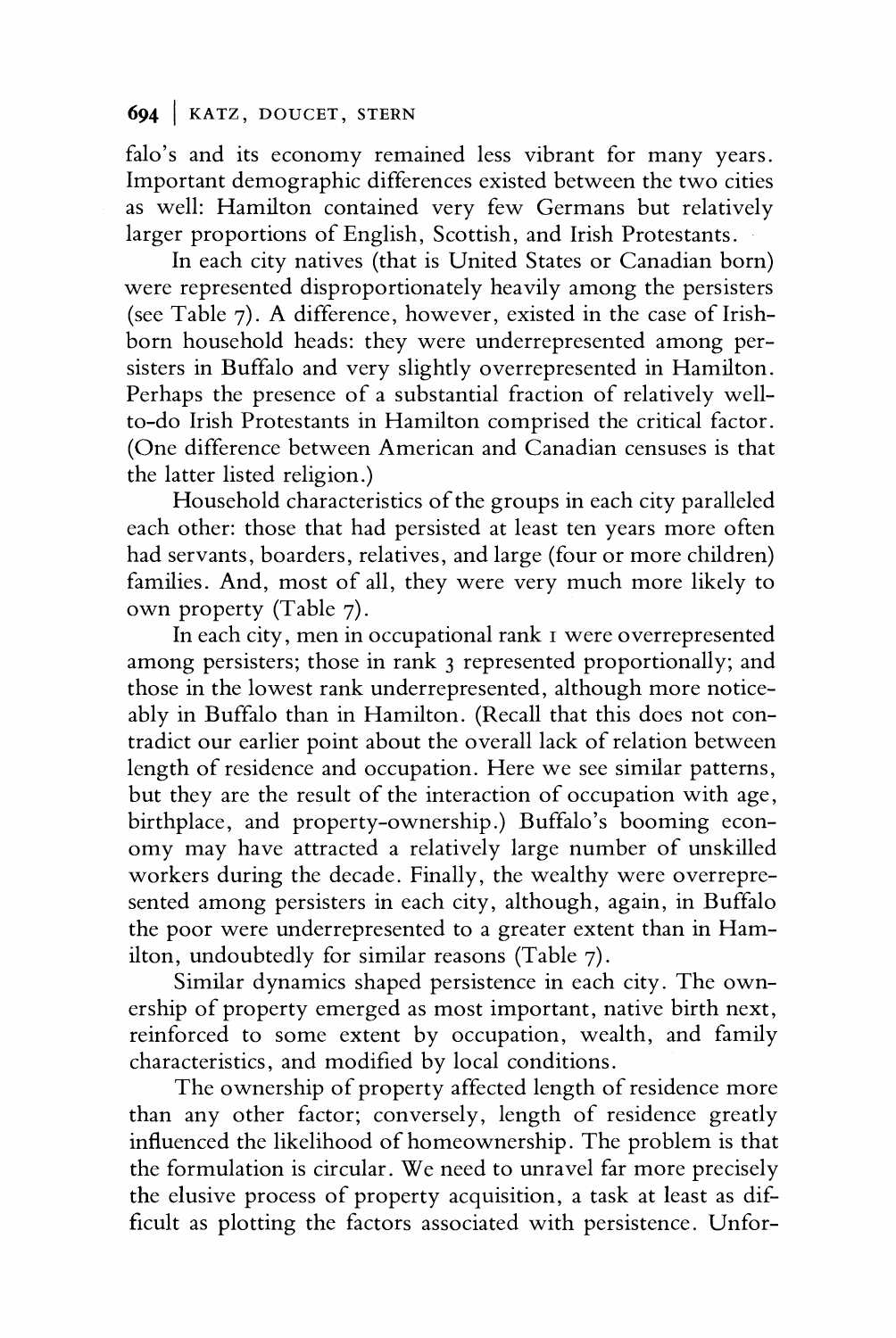falo's and its economy remained less vibrant for many years. Important demographic differences existed between the two cities as well: Hamilton contained very few Germans but relatively larger proportions of English, Scottish, and Irish Protestants.

In each city natives (that is United States or Canadian born) were represented disproportionately heavily among the persisters (see Table 7). A difference, however, existed in the case of Irish-born household heads: they were underrepresented among persisters in Buffalo and very slightly overrepresented in Hamilton. Perhaps the presence of a substantial fraction of relatively well-to-do Irish Protestants in Hamilton comprised the critical factor. (One difference between American and Canadian censuses is that the latter listed religion.)

Household characteristics of the groups in each city paralleled each other: those that had persisted at least ten years more often had servants, boarders, relatives, and large (four or more children) families. And, most of all, they were very much more likely to own property (Table 7).

In each city, men in occupational rank 1 were overrepresented among persisters; those in rank 3 represented proportionally; and those in the lowest rank underrepresented, although more noticeably in Buffalo than in Hamilton. (Recall that this does not contradict our earlier point about the overall lack of relation between length of residence and occupation. Here we see similar patterns, but they are the result of the interaction of occupation with age, birthplace, and property-ownership.) Buffalo's booming economy may have attracted a relatively large number of unskilled workers during the decade. Finally, the wealthy were overrepresented among persisters in each city, although, again, in Buffalo the poor were underrepresented to a greater extent than in Hamilton, undoubtedly for similar reasons (Table 7).

Similar dynamics shaped persistence in each city. The ownership of property emerged as most important, native birth next, reinforced to some extent by occupation, wealth, and family characteristics, and modified by local conditions.

The ownership of property affected length of residence more than any other factor; conversely, length of residence greatly influenced the likelihood of homeownership. The problem is that the formulation is circular. We need to unravel far more precisely the elusive process of property acquisition, a task at least as difficult as plotting the factors associated with persistence. Unfor-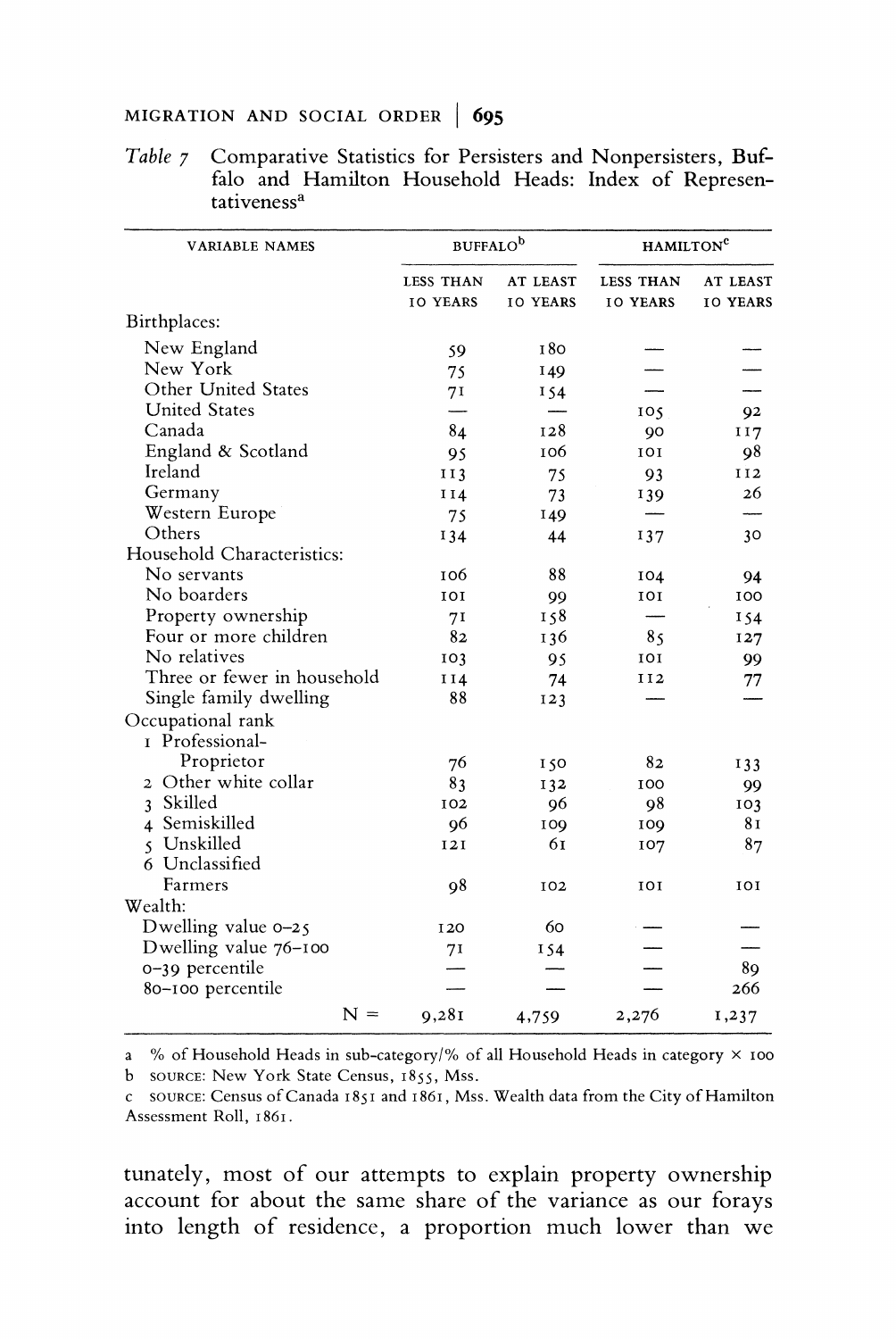*Table 7* Comparative Statistics for Persisters and Nonpersisters, Buffalo and Hamilton Household Heads: Index of Representativeness[a]

| VARIABLE NAMES | BUFFALO[b] | | HAMILTON[c] | |
|---|---|---|---|---|
| | LESS THAN 10 YEARS | AT LEAST 10 YEARS | LESS THAN 10 YEARS | AT LEAST 10 YEARS |
| Birthplaces: | | | | |
| New England | 59 | 180 | — | — |
| New York | 75 | 149 | — | — |
| Other United States | 71 | 154 | — | — |
| United States | — | — | 105 | 92 |
| Canada | 84 | 128 | 90 | 117 |
| England & Scotland | 95 | 106 | 101 | 98 |
| Ireland | 113 | 75 | 93 | 112 |
| Germany | 114 | 73 | 139 | 26 |
| Western Europe | 75 | 149 | — | — |
| Others | 134 | 44 | 137 | 30 |
| Household Characteristics: | | | | |
| No servants | 106 | 88 | 104 | 94 |
| No boarders | 101 | 99 | 101 | 100 |
| Property ownership | 71 | 158 | — | 154 |
| Four or more children | 82 | 136 | 85 | 127 |
| No relatives | 103 | 95 | 101 | 99 |
| Three or fewer in household | 114 | 74 | 112 | 77 |
| Single family dwelling | 88 | 123 | — | — |
| Occupational rank | | | | |
| 1 Professional-Proprietor | 76 | 150 | 82 | 133 |
| 2 Other white collar | 83 | 132 | 100 | 99 |
| 3 Skilled | 102 | 96 | 98 | 103 |
| 4 Semiskilled | 96 | 109 | 109 | 81 |
| 5 Unskilled | 121 | 61 | 107 | 87 |
| 6 Unclassified Farmers | 98 | 102 | 101 | 101 |
| Wealth: | | | | |
| Dwelling value 0–25 | 120 | 60 | — | — |
| Dwelling value 76–100 | 71 | 154 | — | — |
| 0–39 percentile | — | — | — | 89 |
| 80–100 percentile | — | — | — | 266 |
| N = | 9,281 | 4,759 | 2,276 | 1,237 |

a % of Household Heads in sub-category/% of all Household Heads in category × 100

b SOURCE: New York State Census, 1855, Mss.

c SOURCE: Census of Canada 1851 and 1861, Mss. Wealth data from the City of Hamilton Assessment Roll, 1861.

tunately, most of our attempts to explain property ownership account for about the same share of the variance as our forays into length of residence, a proportion much lower than we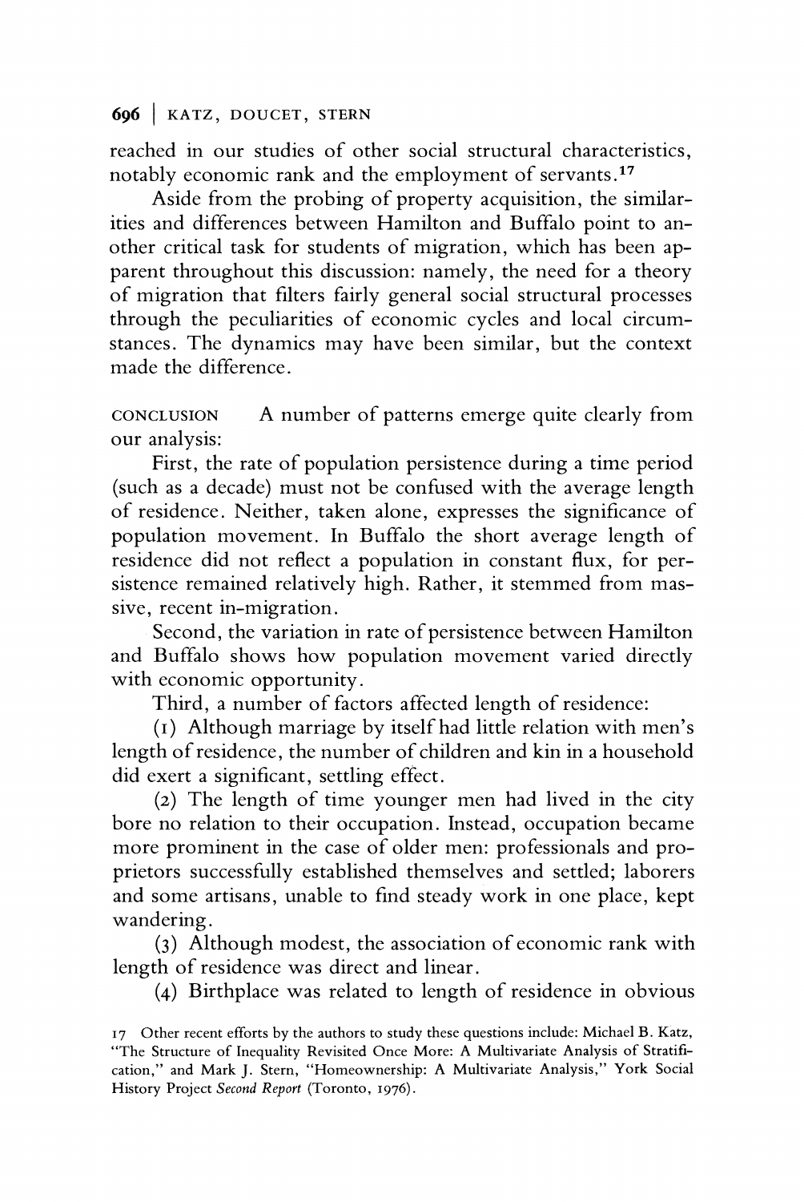reached in our studies of other social structural characteristics, notably economic rank and the employment of servants.[17]

Aside from the probing of property acquisition, the similarities and differences between Hamilton and Buffalo point to another critical task for students of migration, which has been apparent throughout this discussion: namely, the need for a theory of migration that filters fairly general social structural processes through the peculiarities of economic cycles and local circumstances. The dynamics may have been similar, but the context made the difference.

CONCLUSION A number of patterns emerge quite clearly from our analysis:

First, the rate of population persistence during a time period (such as a decade) must not be confused with the average length of residence. Neither, taken alone, expresses the significance of population movement. In Buffalo the short average length of residence did not reflect a population in constant flux, for persistence remained relatively high. Rather, it stemmed from massive, recent in-migration.

Second, the variation in rate of persistence between Hamilton and Buffalo shows how population movement varied directly with economic opportunity.

Third, a number of factors affected length of residence:

(1) Although marriage by itself had little relation with men's length of residence, the number of children and kin in a household did exert a significant, settling effect.

(2) The length of time younger men had lived in the city bore no relation to their occupation. Instead, occupation became more prominent in the case of older men: professionals and proprietors successfully established themselves and settled; laborers and some artisans, unable to find steady work in one place, kept wandering.

(3) Although modest, the association of economic rank with length of residence was direct and linear.

(4) Birthplace was related to length of residence in obvious

17 Other recent efforts by the authors to study these questions include: Michael B. Katz, "The Structure of Inequality Revisited Once More: A Multivariate Analysis of Stratification," and Mark J. Stern, "Homeownership: A Multivariate Analysis," York Social History Project *Second Report* (Toronto, 1976).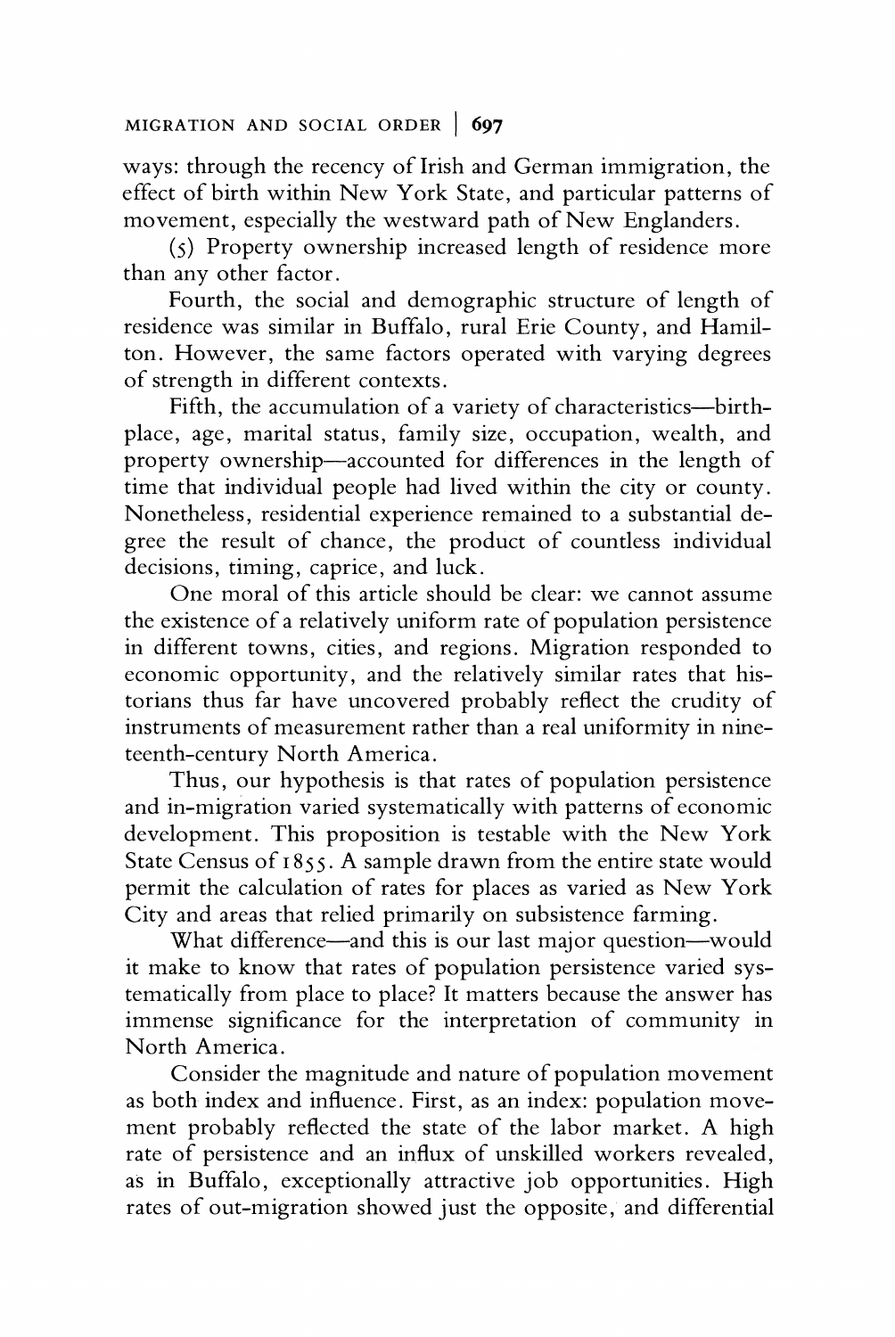ways: through the recency of Irish and German immigration, the effect of birth within New York State, and particular patterns of movement, especially the westward path of New Englanders.

(5) Property ownership increased length of residence more than any other factor.

Fourth, the social and demographic structure of length of residence was similar in Buffalo, rural Erie County, and Hamilton. However, the same factors operated with varying degrees of strength in different contexts.

Fifth, the accumulation of a variety of characteristics—birthplace, age, marital status, family size, occupation, wealth, and property ownership—accounted for differences in the length of time that individual people had lived within the city or county. Nonetheless, residential experience remained to a substantial degree the result of chance, the product of countless individual decisions, timing, caprice, and luck.

One moral of this article should be clear: we cannot assume the existence of a relatively uniform rate of population persistence in different towns, cities, and regions. Migration responded to economic opportunity, and the relatively similar rates that historians thus far have uncovered probably reflect the crudity of instruments of measurement rather than a real uniformity in nineteenth-century North America.

Thus, our hypothesis is that rates of population persistence and in-migration varied systematically with patterns of economic development. This proposition is testable with the New York State Census of 1855. A sample drawn from the entire state would permit the calculation of rates for places as varied as New York City and areas that relied primarily on subsistence farming.

What difference—and this is our last major question—would it make to know that rates of population persistence varied systematically from place to place? It matters because the answer has immense significance for the interpretation of community in North America.

Consider the magnitude and nature of population movement as both index and influence. First, as an index: population movement probably reflected the state of the labor market. A high rate of persistence and an influx of unskilled workers revealed, as in Buffalo, exceptionally attractive job opportunities. High rates of out-migration showed just the opposite, and differential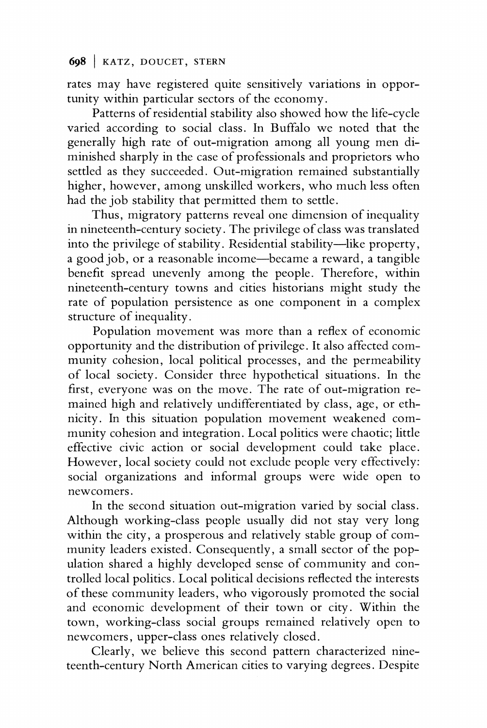rates may have registered quite sensitively variations in opportunity within particular sectors of the economy.

Patterns of residential stability also showed how the life-cycle varied according to social class. In Buffalo we noted that the generally high rate of out-migration among all young men diminished sharply in the case of professionals and proprietors who settled as they succeeded. Out-migration remained substantially higher, however, among unskilled workers, who much less often had the job stability that permitted them to settle.

Thus, migratory patterns reveal one dimension of inequality in nineteenth-century society. The privilege of class was translated into the privilege of stability. Residential stability—like property, a good job, or a reasonable income—became a reward, a tangible benefit spread unevenly among the people. Therefore, within nineteenth-century towns and cities historians might study the rate of population persistence as one component in a complex structure of inequality.

Population movement was more than a reflex of economic opportunity and the distribution of privilege. It also affected community cohesion, local political processes, and the permeability of local society. Consider three hypothetical situations. In the first, everyone was on the move. The rate of out-migration remained high and relatively undifferentiated by class, age, or ethnicity. In this situation population movement weakened community cohesion and integration. Local politics were chaotic; little effective civic action or social development could take place. However, local society could not exclude people very effectively: social organizations and informal groups were wide open to newcomers.

In the second situation out-migration varied by social class. Although working-class people usually did not stay very long within the city, a prosperous and relatively stable group of community leaders existed. Consequently, a small sector of the population shared a highly developed sense of community and controlled local politics. Local political decisions reflected the interests of these community leaders, who vigorously promoted the social and economic development of their town or city. Within the town, working-class social groups remained relatively open to newcomers, upper-class ones relatively closed.

Clearly, we believe this second pattern characterized nineteenth-century North American cities to varying degrees. Despite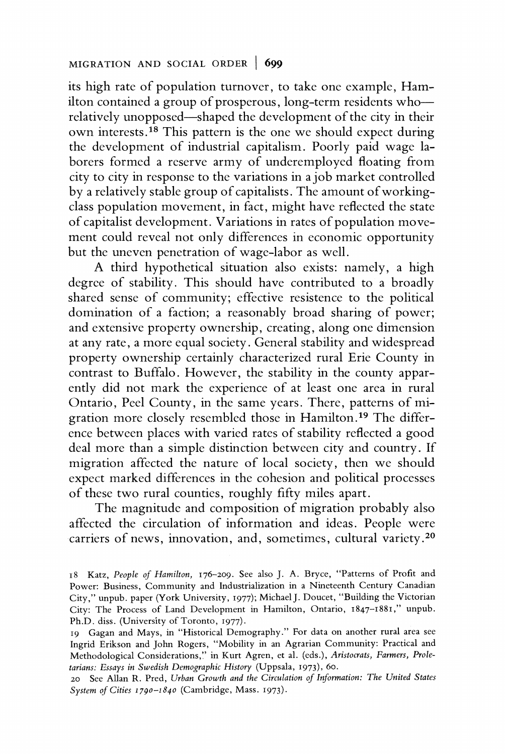its high rate of population turnover, to take one example, Hamilton contained a group of prosperous, long-term residents who—relatively unopposed—shaped the development of the city in their own interests.[18] This pattern is the one we should expect during the development of industrial capitalism. Poorly paid wage laborers formed a reserve army of underemployed floating from city to city in response to the variations in a job market controlled by a relatively stable group of capitalists. The amount of working-class population movement, in fact, might have reflected the state of capitalist development. Variations in rates of population movement could reveal not only differences in economic opportunity but the uneven penetration of wage-labor as well.

A third hypothetical situation also exists: namely, a high degree of stability. This should have contributed to a broadly shared sense of community; effective resistence to the political domination of a faction; a reasonably broad sharing of power; and extensive property ownership, creating, along one dimension at any rate, a more equal society. General stability and widespread property ownership certainly characterized rural Erie County in contrast to Buffalo. However, the stability in the county apparently did not mark the experience of at least one area in rural Ontario, Peel County, in the same years. There, patterns of migration more closely resembled those in Hamilton.[19] The difference between places with varied rates of stability reflected a good deal more than a simple distinction between city and country. If migration affected the nature of local society, then we should expect marked differences in the cohesion and political processes of these two rural counties, roughly fifty miles apart.

The magnitude and composition of migration probably also affected the circulation of information and ideas. People were carriers of news, innovation, and, sometimes, cultural variety.[20]

18 Katz, *People of Hamilton*, 176–209. See also J. A. Bryce, "Patterns of Profit and Power: Business, Community and Industrialization in a Nineteenth Century Canadian City," unpub. paper (York University, 1977); Michael J. Doucet, "Building the Victorian City: The Process of Land Development in Hamilton, Ontario, 1847–1881," unpub. Ph.D. diss. (University of Toronto, 1977).

19 Gagan and Mays, in "Historical Demography." For data on another rural area see Ingrid Erikson and John Rogers, "Mobility in an Agrarian Community: Practical and Methodological Considerations," in Kurt Agren, et al. (eds.), *Aristocrats, Farmers, Proletarians: Essays in Swedish Demographic History* (Uppsala, 1973), 60.

20 See Allan R. Pred, *Urban Growth and the Circulation of Information: The United States System of Cities 1790–1840* (Cambridge, Mass. 1973).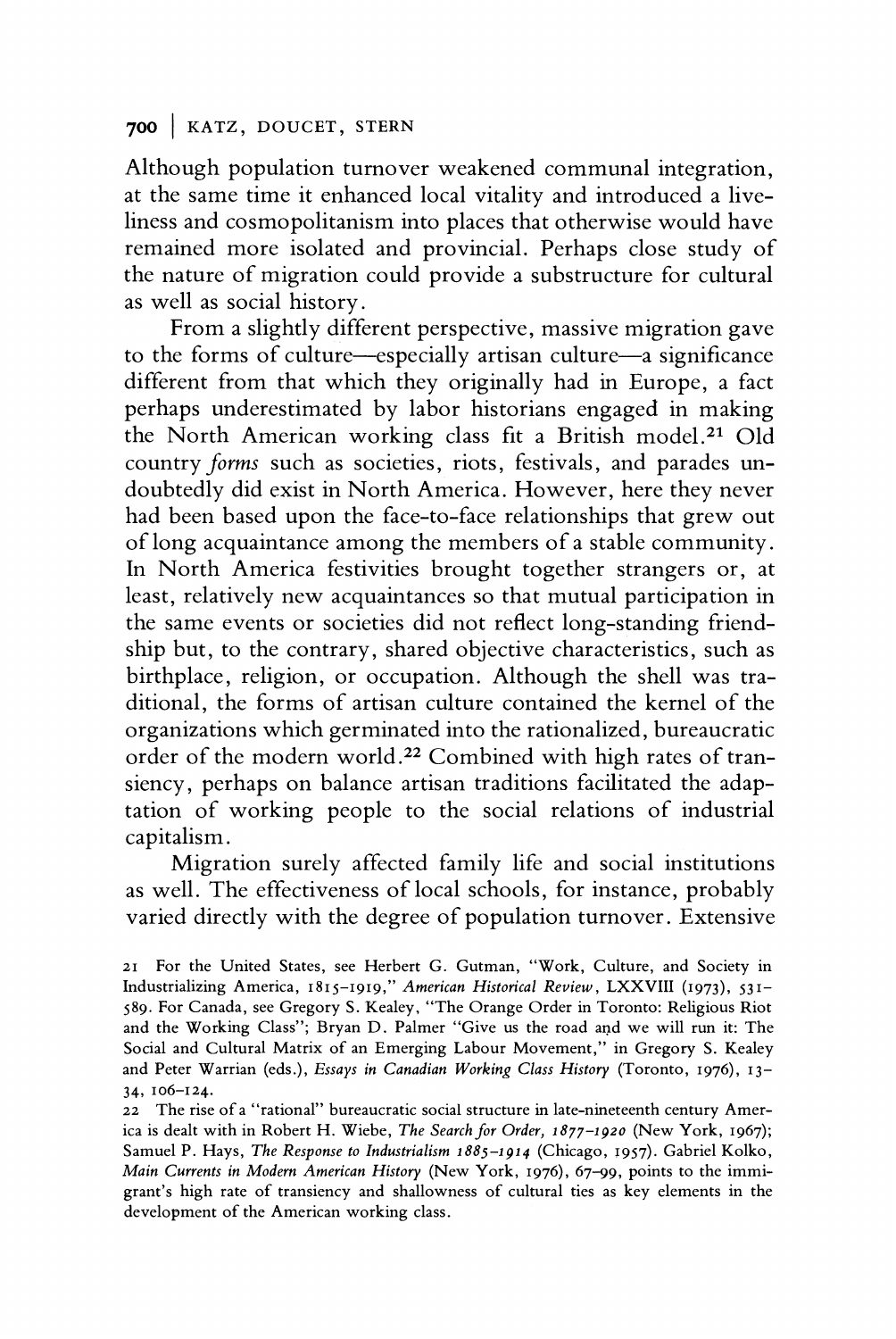Although population turnover weakened communal integration, at the same time it enhanced local vitality and introduced a liveliness and cosmopolitanism into places that otherwise would have remained more isolated and provincial. Perhaps close study of the nature of migration could provide a substructure for cultural as well as social history.

From a slightly different perspective, massive migration gave to the forms of culture—especially artisan culture—a significance different from that which they originally had in Europe, a fact perhaps underestimated by labor historians engaged in making the North American working class fit a British model.[21] Old country *forms* such as societies, riots, festivals, and parades undoubtedly did exist in North America. However, here they never had been based upon the face-to-face relationships that grew out of long acquaintance among the members of a stable community. In North America festivities brought together strangers or, at least, relatively new acquaintances so that mutual participation in the same events or societies did not reflect long-standing friendship but, to the contrary, shared objective characteristics, such as birthplace, religion, or occupation. Although the shell was traditional, the forms of artisan culture contained the kernel of the organizations which germinated into the rationalized, bureaucratic order of the modern world.[22] Combined with high rates of transiency, perhaps on balance artisan traditions facilitated the adaptation of working people to the social relations of industrial capitalism.

Migration surely affected family life and social institutions as well. The effectiveness of local schools, for instance, probably varied directly with the degree of population turnover. Extensive

21 For the United States, see Herbert G. Gutman, "Work, Culture, and Society in Industrializing America, 1815–1919," *American Historical Review*, LXXVIII (1973), 531–589. For Canada, see Gregory S. Kealey, "The Orange Order in Toronto: Religious Riot and the Working Class"; Bryan D. Palmer "Give us the road and we will run it: The Social and Cultural Matrix of an Emerging Labour Movement," in Gregory S. Kealey and Peter Warrian (eds.), *Essays in Canadian Working Class History* (Toronto, 1976), 13–34, 106–124.

22 The rise of a "rational" bureaucratic social structure in late-nineteenth century America is dealt with in Robert H. Wiebe, *The Search for Order, 1877–1920* (New York, 1967); Samuel P. Hays, *The Response to Industrialism 1885–1914* (Chicago, 1957). Gabriel Kolko, *Main Currents in Modern American History* (New York, 1976), 67–99, points to the immigrant's high rate of transiency and shallowness of cultural ties as key elements in the development of the American working class.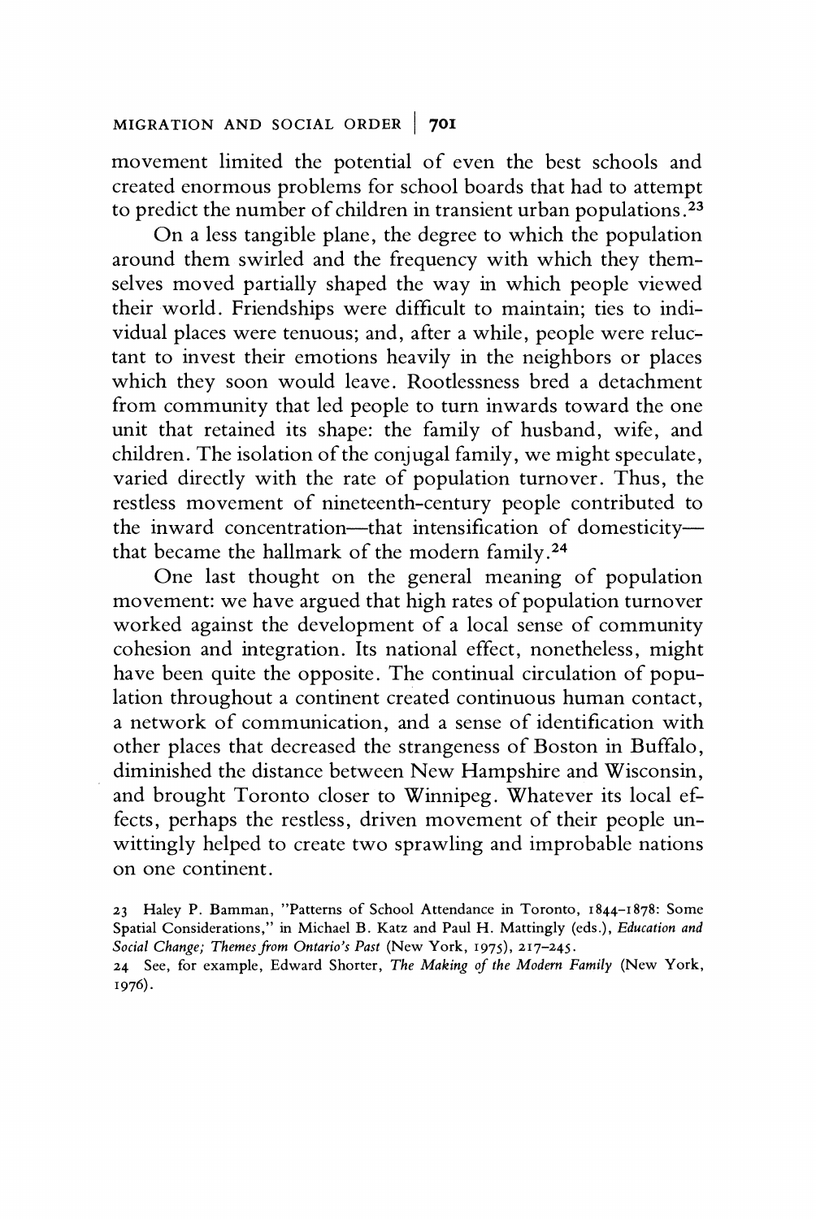movement limited the potential of even the best schools and created enormous problems for school boards that had to attempt to predict the number of children in transient urban populations.[23]

On a less tangible plane, the degree to which the population around them swirled and the frequency with which they themselves moved partially shaped the way in which people viewed their world. Friendships were difficult to maintain; ties to individual places were tenuous; and, after a while, people were reluctant to invest their emotions heavily in the neighbors or places which they soon would leave. Rootlessness bred a detachment from community that led people to turn inwards toward the one unit that retained its shape: the family of husband, wife, and children. The isolation of the conjugal family, we might speculate, varied directly with the rate of population turnover. Thus, the restless movement of nineteenth-century people contributed to the inward concentration—that intensification of domesticity—that became the hallmark of the modern family.[24]

One last thought on the general meaning of population movement: we have argued that high rates of population turnover worked against the development of a local sense of community cohesion and integration. Its national effect, nonetheless, might have been quite the opposite. The continual circulation of population throughout a continent created continuous human contact, a network of communication, and a sense of identification with other places that decreased the strangeness of Boston in Buffalo, diminished the distance between New Hampshire and Wisconsin, and brought Toronto closer to Winnipeg. Whatever its local effects, perhaps the restless, driven movement of their people unwittingly helped to create two sprawling and improbable nations on one continent.

23 Haley P. Bamman, "Patterns of School Attendance in Toronto, 1844–1878: Some Spatial Considerations," in Michael B. Katz and Paul H. Mattingly (eds.), *Education and Social Change; Themes from Ontario's Past* (New York, 1975), 217–245.

24 See, for example, Edward Shorter, *The Making of the Modern Family* (New York, 1976).